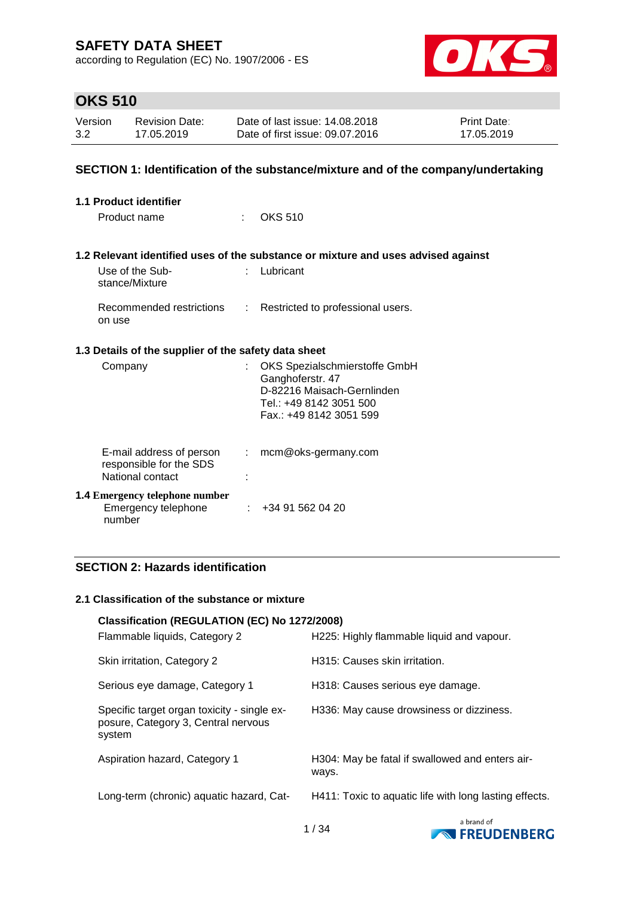# SAFETY DATA SHEET

according to Regulation (EC) No. 1907/2006 - ES

## OKS 510

| Version | Revision Date: | Date of last issue: 14.08.2018 | Print Date: |
|---|---|---|---|
| 3.2 | 17.05.2019 | Date of first issue: 09.07.2016 | 17.05.2019 |

## SECTION 1: Identification of the substance/mixture and of the company/undertaking

### 1.1 Product identifier

Product name : OKS 510

### 1.2 Relevant identified uses of the substance or mixture and uses advised against

Use of the Substance/Mixture : Lubricant

Recommended restrictions on use : Restricted to professional users.

### 1.3 Details of the supplier of the safety data sheet

Company : OKS Spezialschmierstoffe GmbH
Ganghoferstr. 47
D-82216 Maisach-Gernlinden
Tel.: +49 8142 3051 500
Fax.: +49 8142 3051 599

E-mail address of person responsible for the SDS : mcm@oks-germany.com

National contact :

### 1.4 Emergency telephone number

Emergency telephone number : +34 91 562 04 20

## SECTION 2: Hazards identification

### 2.1 Classification of the substance or mixture

**Classification (REGULATION (EC) No 1272/2008)**

| | |
|---|---|
| Flammable liquids, Category 2 | H225: Highly flammable liquid and vapour. |
| Skin irritation, Category 2 | H315: Causes skin irritation. |
| Serious eye damage, Category 1 | H318: Causes serious eye damage. |
| Specific target organ toxicity - single exposure, Category 3, Central nervous system | H336: May cause drowsiness or dizziness. |
| Aspiration hazard, Category 1 | H304: May be fatal if swallowed and enters airways. |
| Long-term (chronic) aquatic hazard, Cat- | H411: Toxic to aquatic life with long lasting effects. |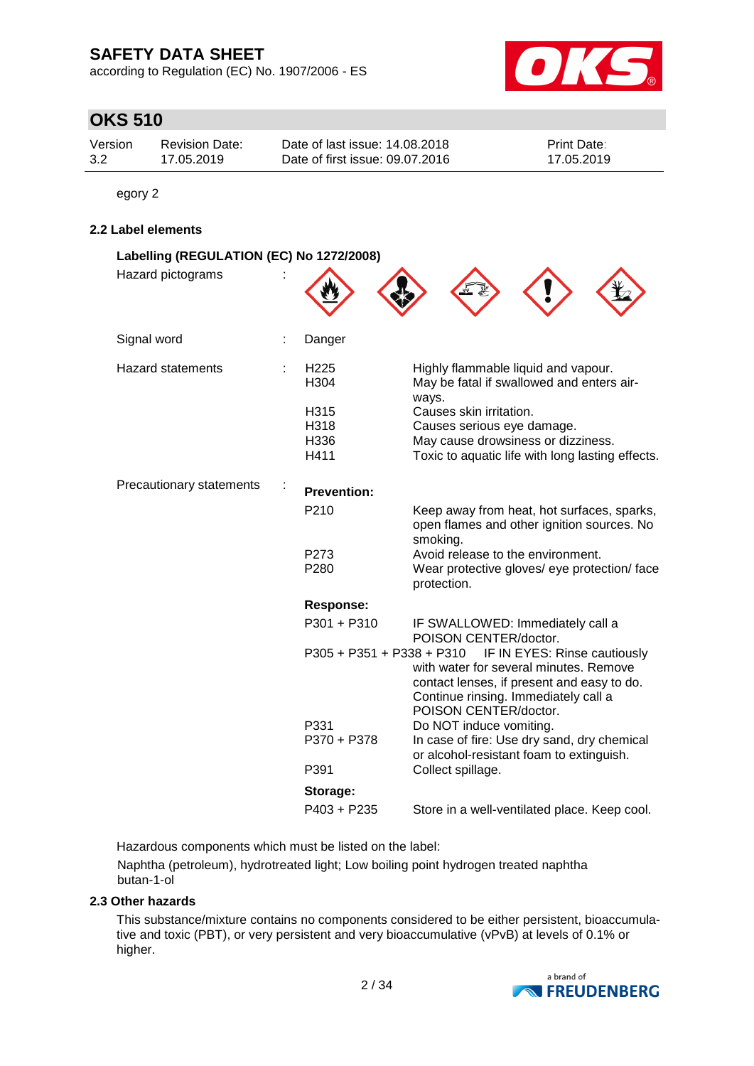egory 2

### 2.2 Label elements

**Labelling (REGULATION (EC) No 1272/2008)**

Hazard pictograms :

Signal word : Danger

Hazard statements :

| | |
|---|---|
| H225 | Highly flammable liquid and vapour. |
| H304 | May be fatal if swallowed and enters airways. |
| H315 | Causes skin irritation. |
| H318 | Causes serious eye damage. |
| H336 | May cause drowsiness or dizziness. |
| H411 | Toxic to aquatic life with long lasting effects. |

Precautionary statements :

**Prevention:**

| | |
|---|---|
| P210 | Keep away from heat, hot surfaces, sparks, open flames and other ignition sources. No smoking. |
| P273 | Avoid release to the environment. |
| P280 | Wear protective gloves/ eye protection/ face protection. |

**Response:**

| | |
|---|---|
| P301 + P310 | IF SWALLOWED: Immediately call a POISON CENTER/doctor. |
| P305 + P351 + P338 + P310 | IF IN EYES: Rinse cautiously with water for several minutes. Remove contact lenses, if present and easy to do. Continue rinsing. Immediately call a POISON CENTER/doctor. |
| P331 | Do NOT induce vomiting. |
| P370 + P378 | In case of fire: Use dry sand, dry chemical or alcohol-resistant foam to extinguish. |
| P391 | Collect spillage. |

**Storage:**

| | |
|---|---|
| P403 + P235 | Store in a well-ventilated place. Keep cool. |

Hazardous components which must be listed on the label:

Naphtha (petroleum), hydrotreated light; Low boiling point hydrogen treated naphtha
butan-1-ol

### 2.3 Other hazards

This substance/mixture contains no components considered to be either persistent, bioaccumulative and toxic (PBT), or very persistent and very bioaccumulative (vPvB) at levels of 0.1% or higher.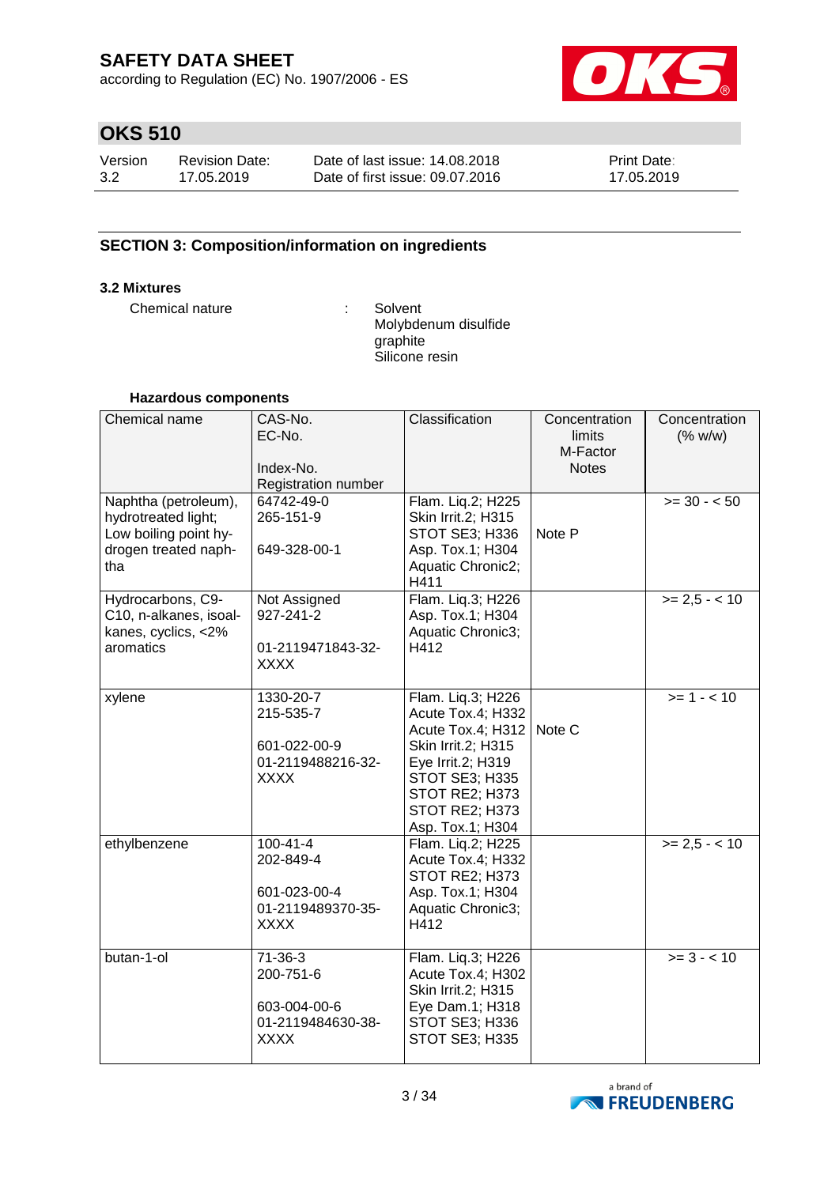## SECTION 3: Composition/information on ingredients

### 3.2 Mixtures

Chemical nature : Solvent
Molybdenum disulfide
graphite
Silicone resin

**Hazardous components**

| Chemical name | CAS-No.<br>EC-No.<br><br>Index-No.<br>Registration number | Classification | Concentration limits<br>M-Factor<br>Notes | Concentration (% w/w) |
|---|---|---|---|---|
| Naphtha (petroleum), hydrotreated light; Low boiling point hydrogen treated naphtha | 64742-49-0<br>265-151-9<br><br>649-328-00-1 | Flam. Liq.2; H225<br>Skin Irrit.2; H315<br>STOT SE3; H336<br>Asp. Tox.1; H304<br>Aquatic Chronic2; H411 | Note P | >= 30 - < 50 |
| Hydrocarbons, C9-C10, n-alkanes, isoalkanes, cyclics, <2% aromatics | Not Assigned<br>927-241-2<br><br>01-2119471843-32-XXXX | Flam. Liq.3; H226<br>Asp. Tox.1; H304<br>Aquatic Chronic3; H412 | | >= 2,5 - < 10 |
| xylene | 1330-20-7<br>215-535-7<br><br>601-022-00-9<br>01-2119488216-32-XXXX | Flam. Liq.3; H226<br>Acute Tox.4; H332<br>Acute Tox.4; H312<br>Skin Irrit.2; H315<br>Eye Irrit.2; H319<br>STOT SE3; H335<br>STOT RE2; H373<br>STOT RE2; H373<br>Asp. Tox.1; H304 | Note C | >= 1 - < 10 |
| ethylbenzene | 100-41-4<br>202-849-4<br><br>601-023-00-4<br>01-2119489370-35-XXXX | Flam. Liq.2; H225<br>Acute Tox.4; H332<br>STOT RE2; H373<br>Asp. Tox.1; H304<br>Aquatic Chronic3; H412 | | >= 2,5 - < 10 |
| butan-1-ol | 71-36-3<br>200-751-6<br><br>603-004-00-6<br>01-2119484630-38-XXXX | Flam. Liq.3; H226<br>Acute Tox.4; H302<br>Skin Irrit.2; H315<br>Eye Dam.1; H318<br>STOT SE3; H336<br>STOT SE3; H335 | | >= 3 - < 10 |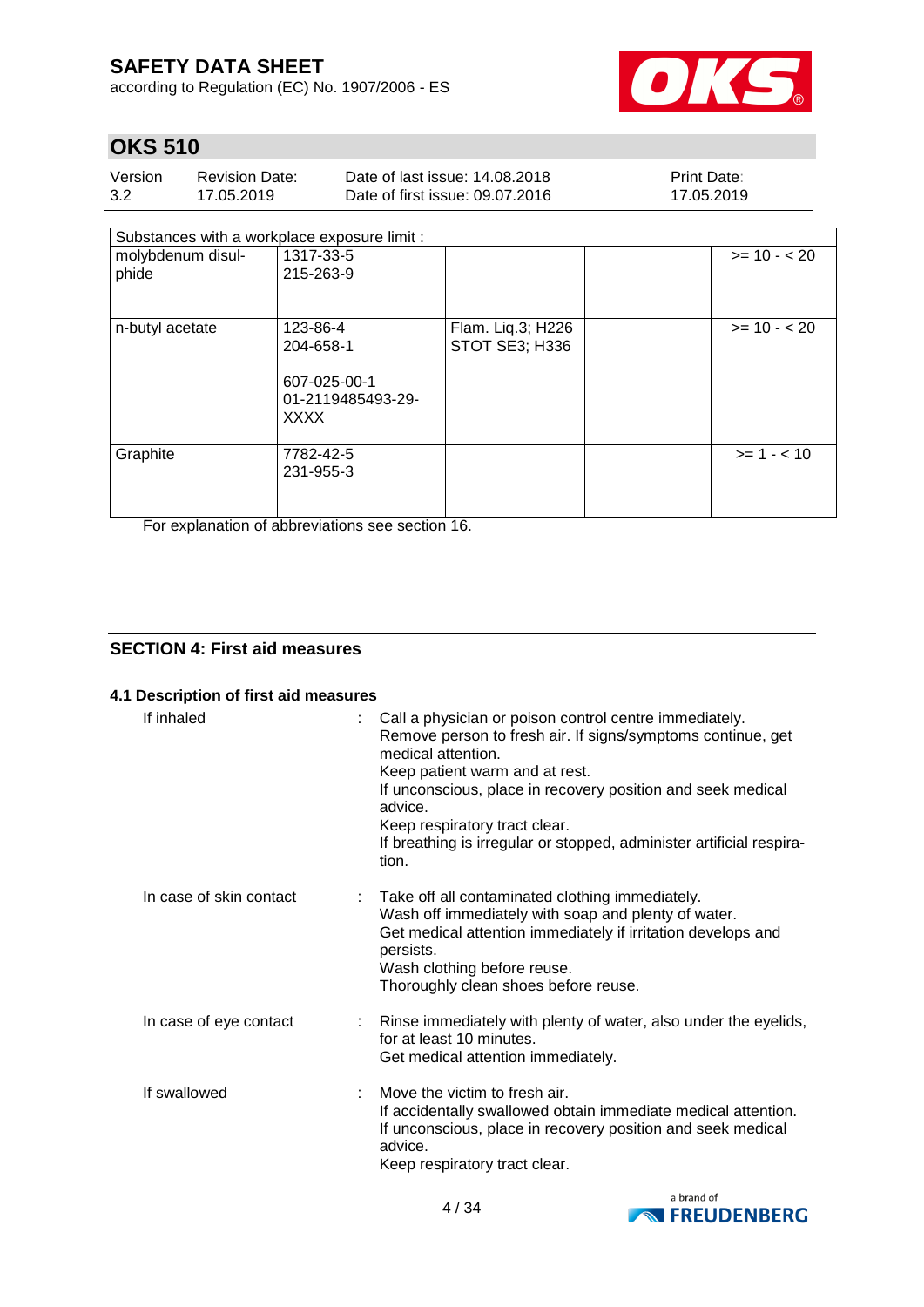# SAFETY DATA SHEET

according to Regulation (EC) No. 1907/2006 - ES

## OKS 510

| Version | Revision Date: | Date of last issue: 14.08.2018 | Print Date: |
|---|---|---|---|
| 3.2 | 17.05.2019 | Date of first issue: 09.07.2016 | 17.05.2019 |

| Substances with a workplace exposure limit : | | | | |
|---|---|---|---|---|
| molybdenum disulphide | 1317-33-5<br>215-263-9 | | | >= 10 - < 20 |
| n-butyl acetate | 123-86-4<br>204-658-1<br><br>607-025-00-1<br>01-2119485493-29-XXXX | Flam. Liq.3; H226<br>STOT SE3; H336 | | >= 10 - < 20 |
| Graphite | 7782-42-5<br>231-955-3 | | | >= 1 - < 10 |

For explanation of abbreviations see section 16.

### SECTION 4: First aid measures

#### 4.1 Description of first aid measures

**If inhaled** : Call a physician or poison control centre immediately.
Remove person to fresh air. If signs/symptoms continue, get medical attention.
Keep patient warm and at rest.
If unconscious, place in recovery position and seek medical advice.
Keep respiratory tract clear.
If breathing is irregular or stopped, administer artificial respiration.

**In case of skin contact** : Take off all contaminated clothing immediately.
Wash off immediately with soap and plenty of water.
Get medical attention immediately if irritation develops and persists.
Wash clothing before reuse.
Thoroughly clean shoes before reuse.

**In case of eye contact** : Rinse immediately with plenty of water, also under the eyelids, for at least 10 minutes.
Get medical attention immediately.

**If swallowed** : Move the victim to fresh air.
If accidentally swallowed obtain immediate medical attention.
If unconscious, place in recovery position and seek medical advice.
Keep respiratory tract clear.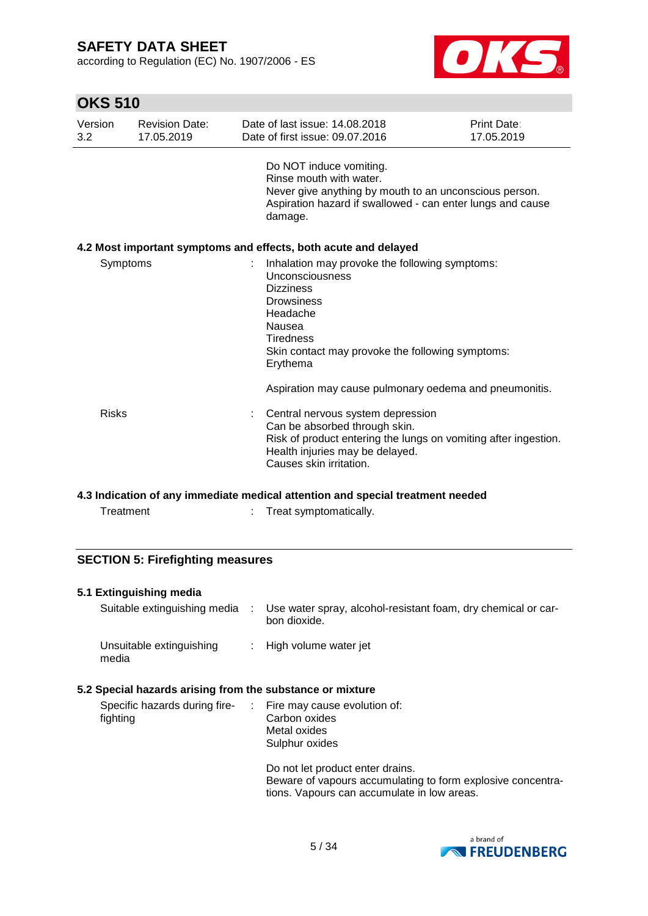Do NOT induce vomiting.
Rinse mouth with water.
Never give anything by mouth to an unconscious person.
Aspiration hazard if swallowed - can enter lungs and cause damage.

**4.2 Most important symptoms and effects, both acute and delayed**

| | | |
|---|---|---|
| Symptoms | : | Inhalation may provoke the following symptoms:<br>Unconsciousness<br>Dizziness<br>Drowsiness<br>Headache<br>Nausea<br>Tiredness<br>Skin contact may provoke the following symptoms:<br>Erythema<br><br>Aspiration may cause pulmonary oedema and pneumonitis. |
| Risks | : | Central nervous system depression<br>Can be absorbed through skin.<br>Risk of product entering the lungs on vomiting after ingestion.<br>Health injuries may be delayed.<br>Causes skin irritation. |

**4.3 Indication of any immediate medical attention and special treatment needed**

| | | |
|---|---|---|
| Treatment | : | Treat symptomatically. |

## SECTION 5: Firefighting measures

**5.1 Extinguishing media**

| | | |
|---|---|---|
| Suitable extinguishing media | : | Use water spray, alcohol-resistant foam, dry chemical or carbon dioxide. |
| Unsuitable extinguishing media | : | High volume water jet |

**5.2 Special hazards arising from the substance or mixture**

| | | |
|---|---|---|
| Specific hazards during firefighting | : | Fire may cause evolution of:<br>Carbon oxides<br>Metal oxides<br>Sulphur oxides<br><br>Do not let product enter drains.<br>Beware of vapours accumulating to form explosive concentrations. Vapours can accumulate in low areas. |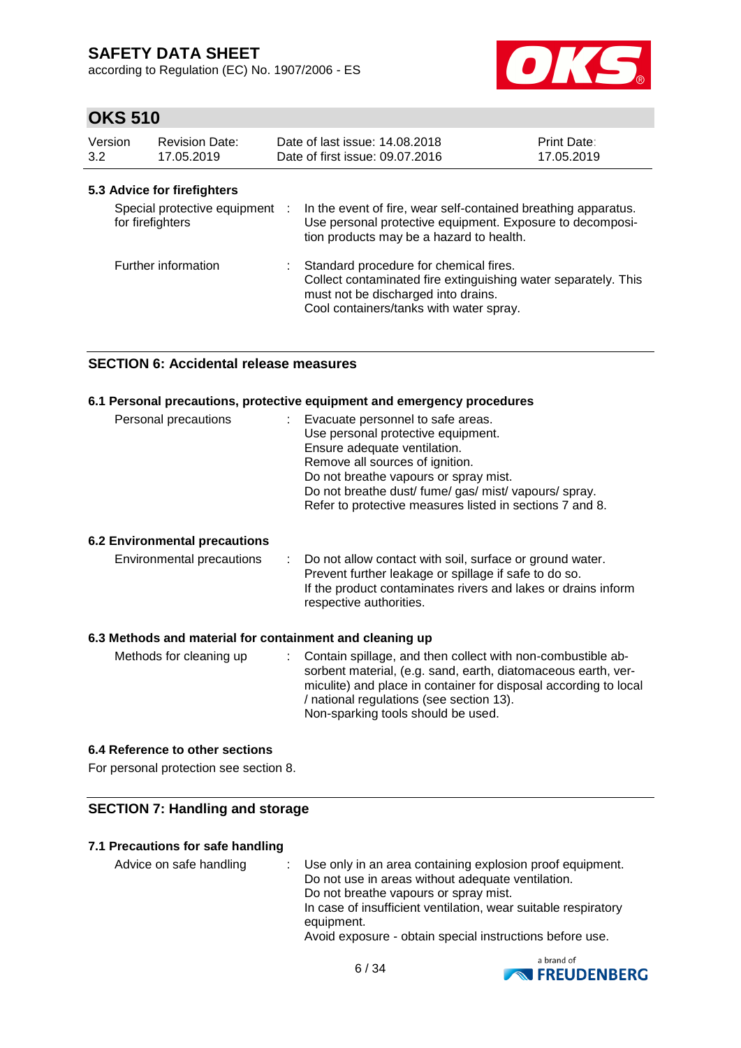### 5.3 Advice for firefighters

| | |
|---|---|
| Special protective equipment for firefighters | In the event of fire, wear self-contained breathing apparatus. Use personal protective equipment. Exposure to decomposition products may be a hazard to health. |
| Further information | Standard procedure for chemical fires. Collect contaminated fire extinguishing water separately. This must not be discharged into drains. Cool containers/tanks with water spray. |

## SECTION 6: Accidental release measures

### 6.1 Personal precautions, protective equipment and emergency procedures

| | |
|---|---|
| Personal precautions | Evacuate personnel to safe areas. Use personal protective equipment. Ensure adequate ventilation. Remove all sources of ignition. Do not breathe vapours or spray mist. Do not breathe dust/ fume/ gas/ mist/ vapours/ spray. Refer to protective measures listed in sections 7 and 8. |

### 6.2 Environmental precautions

| | |
|---|---|
| Environmental precautions | Do not allow contact with soil, surface or ground water. Prevent further leakage or spillage if safe to do so. If the product contaminates rivers and lakes or drains inform respective authorities. |

### 6.3 Methods and material for containment and cleaning up

| | |
|---|---|
| Methods for cleaning up | Contain spillage, and then collect with non-combustible absorbent material, (e.g. sand, earth, diatomaceous earth, vermiculite) and place in container for disposal according to local / national regulations (see section 13). Non-sparking tools should be used. |

### 6.4 Reference to other sections

For personal protection see section 8.

## SECTION 7: Handling and storage

### 7.1 Precautions for safe handling

| | |
|---|---|
| Advice on safe handling | Use only in an area containing explosion proof equipment. Do not use in areas without adequate ventilation. Do not breathe vapours or spray mist. In case of insufficient ventilation, wear suitable respiratory equipment. Avoid exposure - obtain special instructions before use. |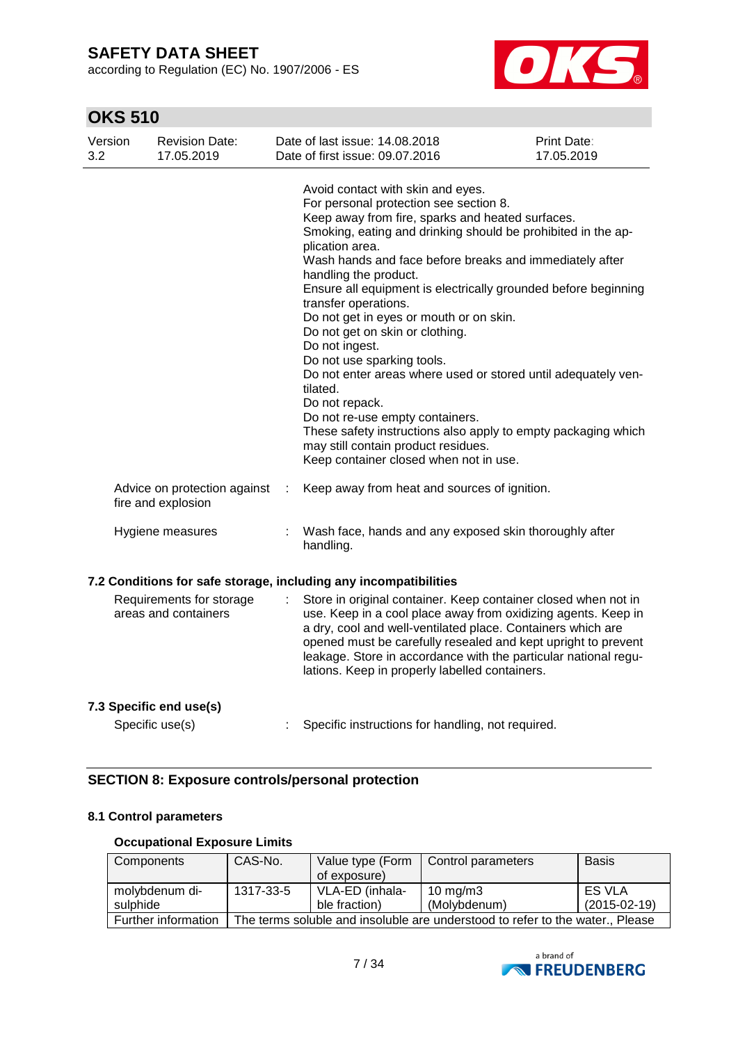Avoid contact with skin and eyes.
For personal protection see section 8.
Keep away from fire, sparks and heated surfaces.
Smoking, eating and drinking should be prohibited in the application area.
Wash hands and face before breaks and immediately after handling the product.
Ensure all equipment is electrically grounded before beginning transfer operations.
Do not get in eyes or mouth or on skin.
Do not get on skin or clothing.
Do not ingest.
Do not use sparking tools.
Do not enter areas where used or stored until adequately ventilated.
Do not repack.
Do not re-use empty containers.
These safety instructions also apply to empty packaging which may still contain product residues.
Keep container closed when not in use.

Advice on protection against fire and explosion : Keep away from heat and sources of ignition.

Hygiene measures : Wash face, hands and any exposed skin thoroughly after handling.

### 7.2 Conditions for safe storage, including any incompatibilities

Requirements for storage areas and containers : Store in original container. Keep container closed when not in use. Keep in a cool place away from oxidizing agents. Keep in a dry, cool and well-ventilated place. Containers which are opened must be carefully resealed and kept upright to prevent leakage. Store in accordance with the particular national regulations. Keep in properly labelled containers.

### 7.3 Specific end use(s)

Specific use(s) : Specific instructions for handling, not required.

## SECTION 8: Exposure controls/personal protection

### 8.1 Control parameters

**Occupational Exposure Limits**

| Components | CAS-No. | Value type (Form of exposure) | Control parameters | Basis |
|---|---|---|---|---|
| molybdenum disulphide | 1317-33-5 | VLA-ED (inhalable fraction) | 10 mg/m3 (Molybdenum) | ES VLA (2015-02-19) |
| Further information | The terms soluble and insoluble are understood to refer to the water., Please | | | |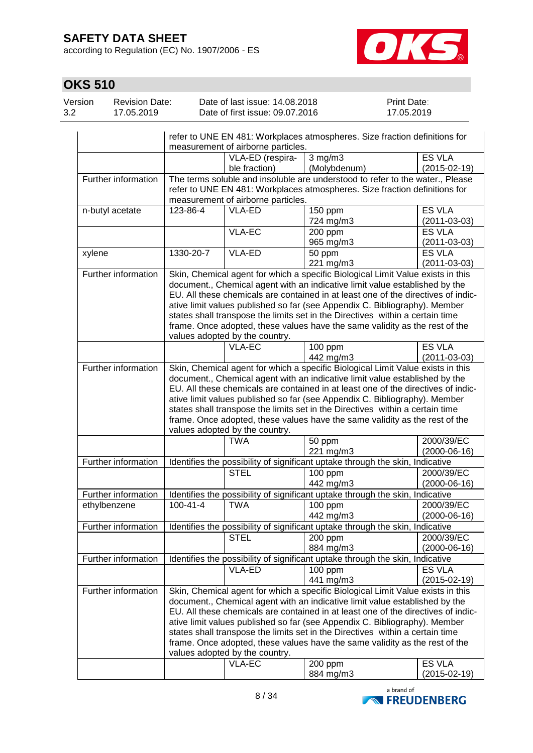| | | | | |
|---|---|---|---|---|
| | refer to UNE EN 481: Workplaces atmospheres. Size fraction definitions for measurement of airborne particles. | | | |
| | | VLA-ED (respirable fraction) | 3 mg/m3 (Molybdenum) | ES VLA (2015-02-19) |
| Further information | The terms soluble and insoluble are understood to refer to the water., Please refer to UNE EN 481: Workplaces atmospheres. Size fraction definitions for measurement of airborne particles. | | | |
| n-butyl acetate | 123-86-4 | VLA-ED | 150 ppm 724 mg/m3 | ES VLA (2011-03-03) |
| | | VLA-EC | 200 ppm 965 mg/m3 | ES VLA (2011-03-03) |
| xylene | 1330-20-7 | VLA-ED | 50 ppm 221 mg/m3 | ES VLA (2011-03-03) |
| Further information | Skin, Chemical agent for which a specific Biological Limit Value exists in this document., Chemical agent with an indicative limit value established by the EU. All these chemicals are contained in at least one of the directives of indicative limit values published so far (see Appendix C. Bibliography). Member states shall transpose the limits set in the Directives within a certain time frame. Once adopted, these values have the same validity as the rest of the values adopted by the country. | | | |
| | | VLA-EC | 100 ppm 442 mg/m3 | ES VLA (2011-03-03) |
| Further information | Skin, Chemical agent for which a specific Biological Limit Value exists in this document., Chemical agent with an indicative limit value established by the EU. All these chemicals are contained in at least one of the directives of indicative limit values published so far (see Appendix C. Bibliography). Member states shall transpose the limits set in the Directives within a certain time frame. Once adopted, these values have the same validity as the rest of the values adopted by the country. | | | |
| | | TWA | 50 ppm 221 mg/m3 | 2000/39/EC (2000-06-16) |
| Further information | Identifies the possibility of significant uptake through the skin, Indicative | | | |
| | | STEL | 100 ppm 442 mg/m3 | 2000/39/EC (2000-06-16) |
| Further information | Identifies the possibility of significant uptake through the skin, Indicative | | | |
| ethylbenzene | 100-41-4 | TWA | 100 ppm 442 mg/m3 | 2000/39/EC (2000-06-16) |
| Further information | Identifies the possibility of significant uptake through the skin, Indicative | | | |
| | | STEL | 200 ppm 884 mg/m3 | 2000/39/EC (2000-06-16) |
| Further information | Identifies the possibility of significant uptake through the skin, Indicative | | | |
| | | VLA-ED | 100 ppm 441 mg/m3 | ES VLA (2015-02-19) |
| Further information | Skin, Chemical agent for which a specific Biological Limit Value exists in this document., Chemical agent with an indicative limit value established by the EU. All these chemicals are contained in at least one of the directives of indicative limit values published so far (see Appendix C. Bibliography). Member states shall transpose the limits set in the Directives within a certain time frame. Once adopted, these values have the same validity as the rest of the values adopted by the country. | | | |
| | | VLA-EC | 200 ppm 884 mg/m3 | ES VLA (2015-02-19) |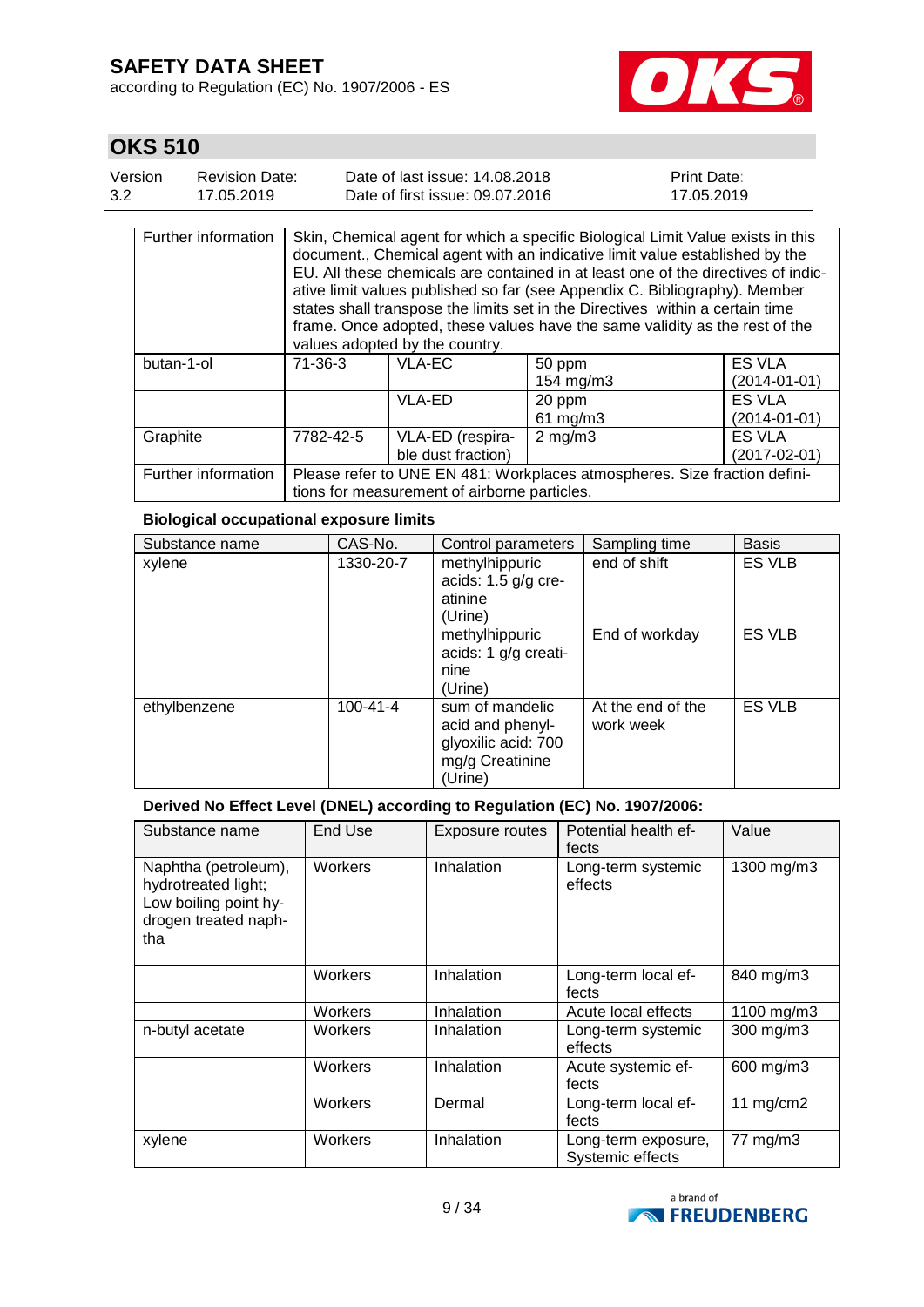| | | | | |
|---|---|---|---|---|
| Further information | Skin, Chemical agent for which a specific Biological Limit Value exists in this document., Chemical agent with an indicative limit value established by the EU. All these chemicals are contained in at least one of the directives of indicative limit values published so far (see Appendix C. Bibliography). Member states shall transpose the limits set in the Directives within a certain time frame. Once adopted, these values have the same validity as the rest of the values adopted by the country. | | | |
| butan-1-ol | 71-36-3 | VLA-EC | 50 ppm<br>154 mg/m3 | ES VLA<br>(2014-01-01) |
| | | VLA-ED | 20 ppm<br>61 mg/m3 | ES VLA<br>(2014-01-01) |
| Graphite | 7782-42-5 | VLA-ED (respirable dust fraction) | 2 mg/m3 | ES VLA<br>(2017-02-01) |
| Further information | Please refer to UNE EN 481: Workplaces atmospheres. Size fraction definitions for measurement of airborne particles. | | | |

**Biological occupational exposure limits**

| Substance name | CAS-No. | Control parameters | Sampling time | Basis |
|---|---|---|---|---|
| xylene | 1330-20-7 | methylhippuric acids: 1.5 g/g creatinine (Urine) | end of shift | ES VLB |
| | | methylhippuric acids: 1 g/g creatinine (Urine) | End of workday | ES VLB |
| ethylbenzene | 100-41-4 | sum of mandelic acid and phenylglyoxilic acid: 700 mg/g Creatinine (Urine) | At the end of the work week | ES VLB |

**Derived No Effect Level (DNEL) according to Regulation (EC) No. 1907/2006:**

| Substance name | End Use | Exposure routes | Potential health effects | Value |
|---|---|---|---|---|
| Naphtha (petroleum), hydrotreated light; Low boiling point hydrogen treated naphtha | Workers | Inhalation | Long-term systemic effects | 1300 mg/m3 |
| | Workers | Inhalation | Long-term local effects | 840 mg/m3 |
| | Workers | Inhalation | Acute local effects | 1100 mg/m3 |
| n-butyl acetate | Workers | Inhalation | Long-term systemic effects | 300 mg/m3 |
| | Workers | Inhalation | Acute systemic effects | 600 mg/m3 |
| | Workers | Dermal | Long-term local effects | 11 mg/cm2 |
| xylene | Workers | Inhalation | Long-term exposure, Systemic effects | 77 mg/m3 |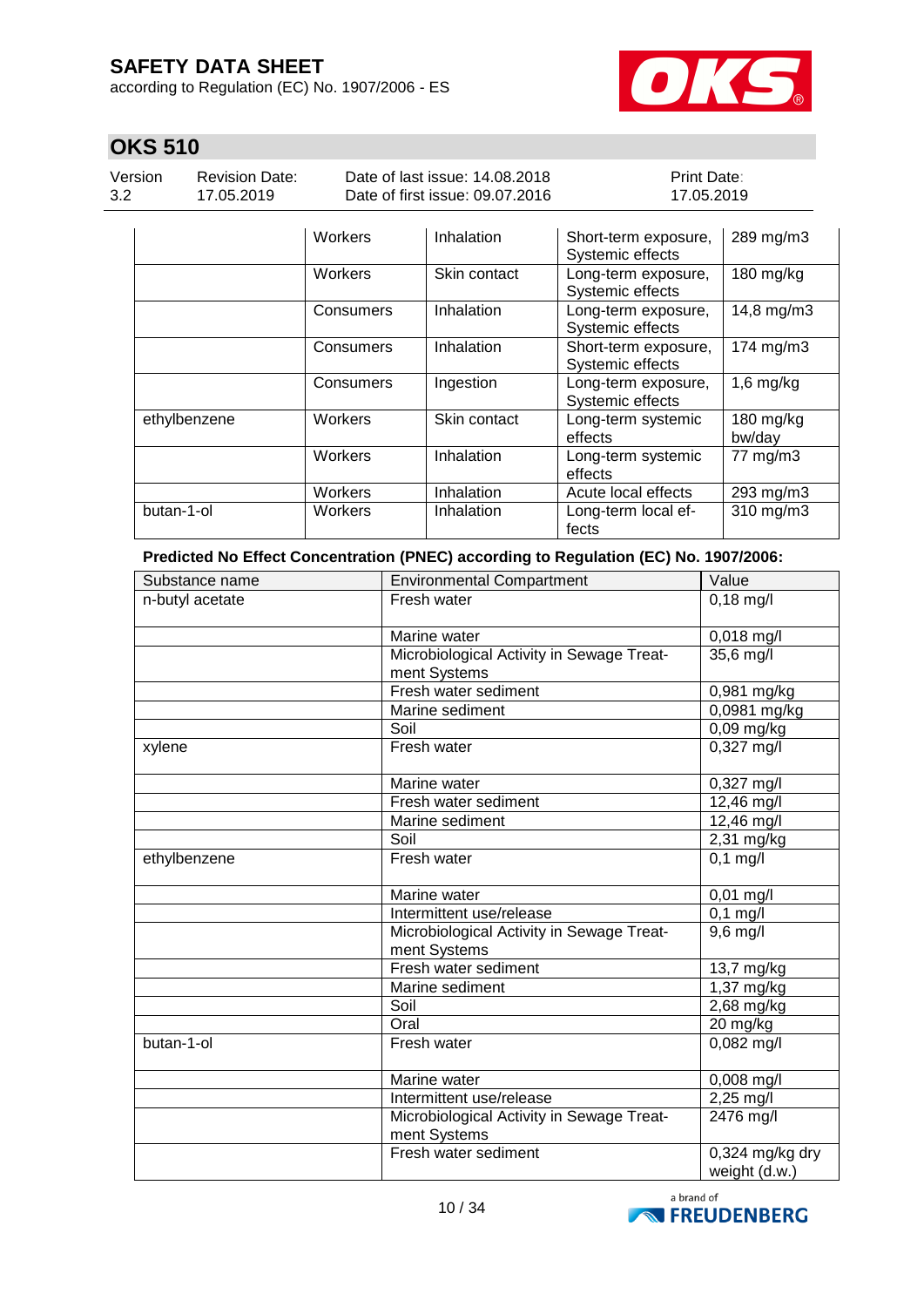| | Workers | Inhalation | Short-term exposure, Systemic effects | 289 mg/m3 |
|---|---|---|---|---|
| | Workers | Skin contact | Long-term exposure, Systemic effects | 180 mg/kg |
| | Consumers | Inhalation | Long-term exposure, Systemic effects | 14,8 mg/m3 |
| | Consumers | Inhalation | Short-term exposure, Systemic effects | 174 mg/m3 |
| | Consumers | Ingestion | Long-term exposure, Systemic effects | 1,6 mg/kg |
| ethylbenzene | Workers | Skin contact | Long-term systemic effects | 180 mg/kg bw/day |
| | Workers | Inhalation | Long-term systemic effects | 77 mg/m3 |
| | Workers | Inhalation | Acute local effects | 293 mg/m3 |
| butan-1-ol | Workers | Inhalation | Long-term local effects | 310 mg/m3 |

**Predicted No Effect Concentration (PNEC) according to Regulation (EC) No. 1907/2006:**

| Substance name | Environmental Compartment | Value |
|---|---|---|
| n-butyl acetate | Fresh water | 0,18 mg/l |
| | Marine water | 0,018 mg/l |
| | Microbiological Activity in Sewage Treatment Systems | 35,6 mg/l |
| | Fresh water sediment | 0,981 mg/kg |
| | Marine sediment | 0,0981 mg/kg |
| | Soil | 0,09 mg/kg |
| xylene | Fresh water | 0,327 mg/l |
| | Marine water | 0,327 mg/l |
| | Fresh water sediment | 12,46 mg/l |
| | Marine sediment | 12,46 mg/l |
| | Soil | 2,31 mg/kg |
| ethylbenzene | Fresh water | 0,1 mg/l |
| | Marine water | 0,01 mg/l |
| | Intermittent use/release | 0,1 mg/l |
| | Microbiological Activity in Sewage Treatment Systems | 9,6 mg/l |
| | Fresh water sediment | 13,7 mg/kg |
| | Marine sediment | 1,37 mg/kg |
| | Soil | 2,68 mg/kg |
| | Oral | 20 mg/kg |
| butan-1-ol | Fresh water | 0,082 mg/l |
| | Marine water | 0,008 mg/l |
| | Intermittent use/release | 2,25 mg/l |
| | Microbiological Activity in Sewage Treatment Systems | 2476 mg/l |
| | Fresh water sediment | 0,324 mg/kg dry weight (d.w.) |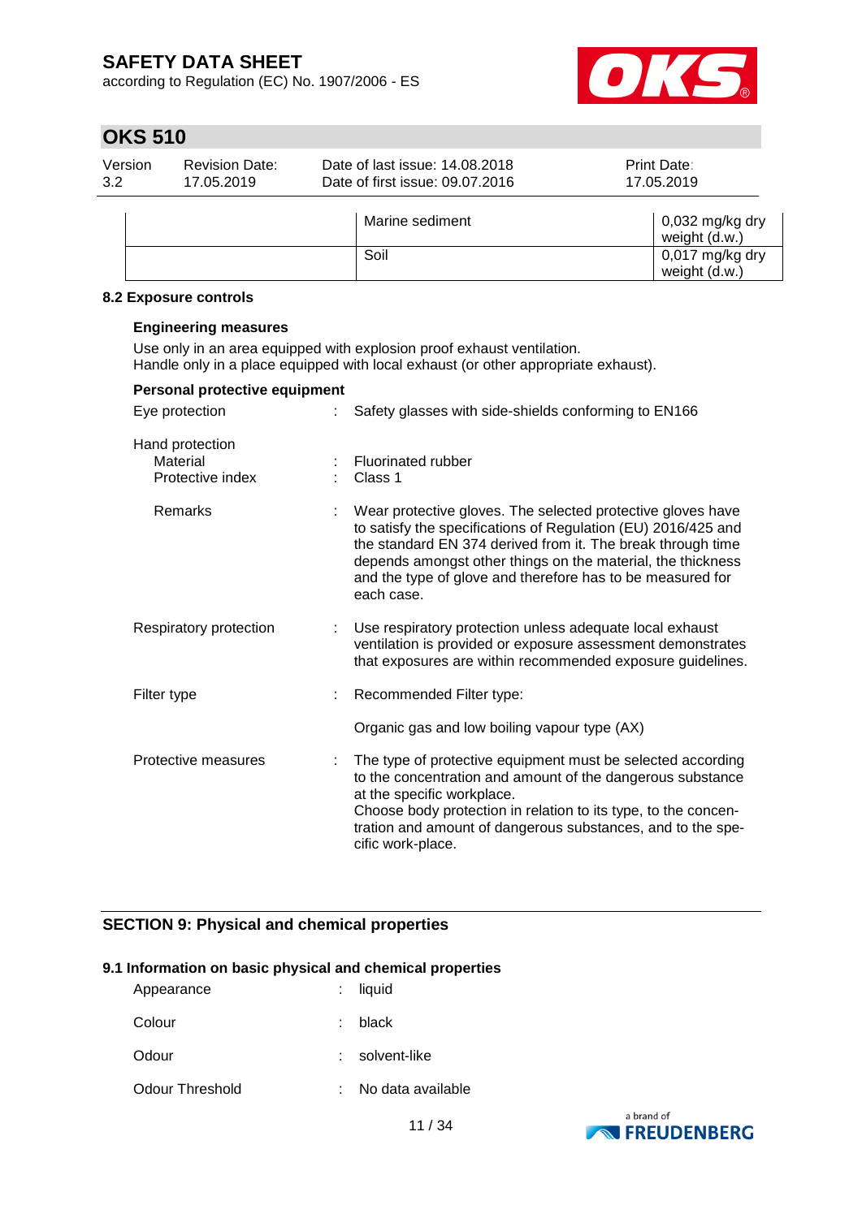| | Marine sediment | 0,032 mg/kg dry weight (d.w.) |
|---|---|---|
| | Soil | 0,017 mg/kg dry weight (d.w.) |

### 8.2 Exposure controls

**Engineering measures**

Use only in an area equipped with explosion proof exhaust ventilation.
Handle only in a place equipped with local exhaust (or other appropriate exhaust).

**Personal protective equipment**

Eye protection : Safety glasses with side-shields conforming to EN166

Hand protection
- Material : Fluorinated rubber
- Protective index : Class 1
- Remarks : Wear protective gloves. The selected protective gloves have to satisfy the specifications of Regulation (EU) 2016/425 and the standard EN 374 derived from it. The break through time depends amongst other things on the material, the thickness and the type of glove and therefore has to be measured for each case.

Respiratory protection : Use respiratory protection unless adequate local exhaust ventilation is provided or exposure assessment demonstrates that exposures are within recommended exposure guidelines.

Filter type : Recommended Filter type:

Organic gas and low boiling vapour type (AX)

Protective measures : The type of protective equipment must be selected according to the concentration and amount of the dangerous substance at the specific workplace.
Choose body protection in relation to its type, to the concentration and amount of dangerous substances, and to the specific work-place.

## SECTION 9: Physical and chemical properties

### 9.1 Information on basic physical and chemical properties

Appearance : liquid

Colour : black

Odour : solvent-like

Odour Threshold : No data available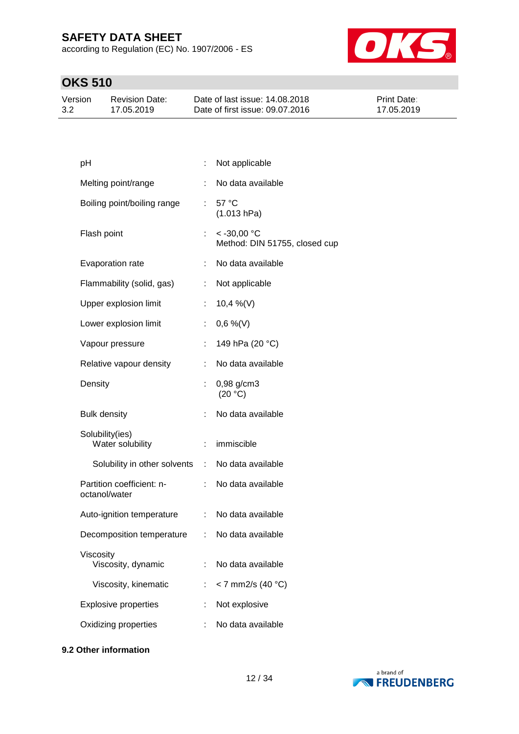| | | |
|---|---|---|
| pH | : | Not applicable |
| Melting point/range | : | No data available |
| Boiling point/boiling range | : | 57 °C<br>(1.013 hPa) |
| Flash point | : | < -30,00 °C<br>Method: DIN 51755, closed cup |
| Evaporation rate | : | No data available |
| Flammability (solid, gas) | : | Not applicable |
| Upper explosion limit | : | 10,4 %(V) |
| Lower explosion limit | : | 0,6 %(V) |
| Vapour pressure | : | 149 hPa (20 °C) |
| Relative vapour density | : | No data available |
| Density | : | 0,98 g/cm3<br>(20 °C) |
| Bulk density | : | No data available |
| Solubility(ies)<br>Water solubility | : | immiscible |
| Solubility in other solvents | : | No data available |
| Partition coefficient: n-octanol/water | : | No data available |
| Auto-ignition temperature | : | No data available |
| Decomposition temperature | : | No data available |
| Viscosity<br>Viscosity, dynamic | : | No data available |
| Viscosity, kinematic | : | < 7 mm2/s (40 °C) |
| Explosive properties | : | Not explosive |
| Oxidizing properties | : | No data available |

**9.2 Other information**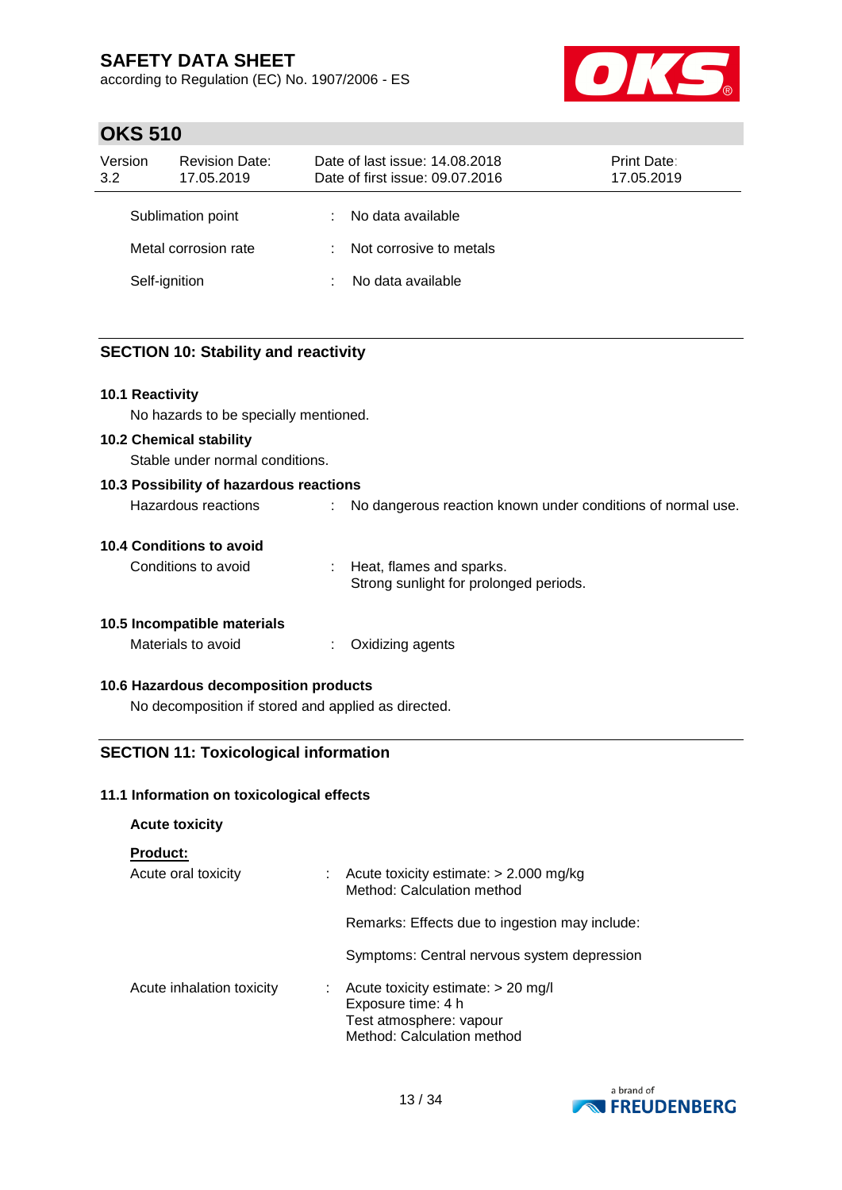| | | |
|---|---|---|
| Sublimation point | : | No data available |
| Metal corrosion rate | : | Not corrosive to metals |
| Self-ignition | : | No data available |

## SECTION 10: Stability and reactivity

### 10.1 Reactivity

No hazards to be specially mentioned.

### 10.2 Chemical stability

Stable under normal conditions.

### 10.3 Possibility of hazardous reactions

| | | |
|---|---|---|
| Hazardous reactions | : | No dangerous reaction known under conditions of normal use. |

### 10.4 Conditions to avoid

| | | |
|---|---|---|
| Conditions to avoid | : | Heat, flames and sparks.<br>Strong sunlight for prolonged periods. |

### 10.5 Incompatible materials

| | | |
|---|---|---|
| Materials to avoid | : | Oxidizing agents |

### 10.6 Hazardous decomposition products

No decomposition if stored and applied as directed.

## SECTION 11: Toxicological information

### 11.1 Information on toxicological effects

**Acute toxicity**

**Product:**

| | | |
|---|---|---|
| Acute oral toxicity | : | Acute toxicity estimate: > 2.000 mg/kg<br>Method: Calculation method |
| | | Remarks: Effects due to ingestion may include: |
| | | Symptoms: Central nervous system depression |
| Acute inhalation toxicity | : | Acute toxicity estimate: > 20 mg/l<br>Exposure time: 4 h<br>Test atmosphere: vapour<br>Method: Calculation method |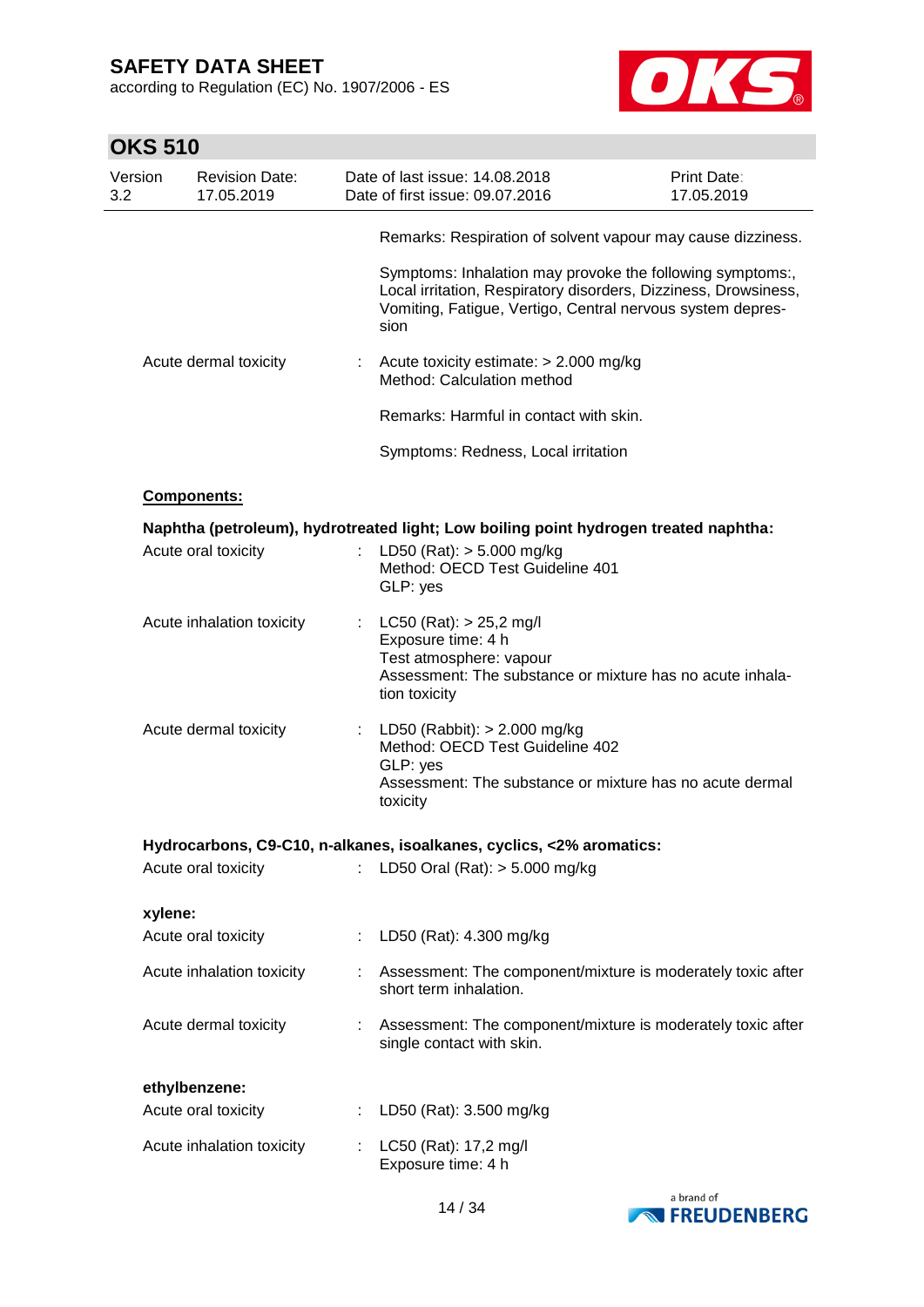Remarks: Respiration of solvent vapour may cause dizziness.

Symptoms: Inhalation may provoke the following symptoms:, Local irritation, Respiratory disorders, Dizziness, Drowsiness, Vomiting, Fatigue, Vertigo, Central nervous system depression

Acute dermal toxicity : Acute toxicity estimate: > 2.000 mg/kg
Method: Calculation method

Remarks: Harmful in contact with skin.

Symptoms: Redness, Local irritation

**Components:**

**Naphtha (petroleum), hydrotreated light; Low boiling point hydrogen treated naphtha:**

Acute oral toxicity : LD50 (Rat): > 5.000 mg/kg
Method: OECD Test Guideline 401
GLP: yes

Acute inhalation toxicity : LC50 (Rat): > 25,2 mg/l
Exposure time: 4 h
Test atmosphere: vapour
Assessment: The substance or mixture has no acute inhalation toxicity

Acute dermal toxicity : LD50 (Rabbit): > 2.000 mg/kg
Method: OECD Test Guideline 402
GLP: yes
Assessment: The substance or mixture has no acute dermal toxicity

**Hydrocarbons, C9-C10, n-alkanes, isoalkanes, cyclics, <2% aromatics:**

Acute oral toxicity : LD50 Oral (Rat): > 5.000 mg/kg

**xylene:**

Acute oral toxicity : LD50 (Rat): 4.300 mg/kg

Acute inhalation toxicity : Assessment: The component/mixture is moderately toxic after short term inhalation.

Acute dermal toxicity : Assessment: The component/mixture is moderately toxic after single contact with skin.

**ethylbenzene:**

Acute oral toxicity : LD50 (Rat): 3.500 mg/kg

Acute inhalation toxicity : LC50 (Rat): 17,2 mg/l
Exposure time: 4 h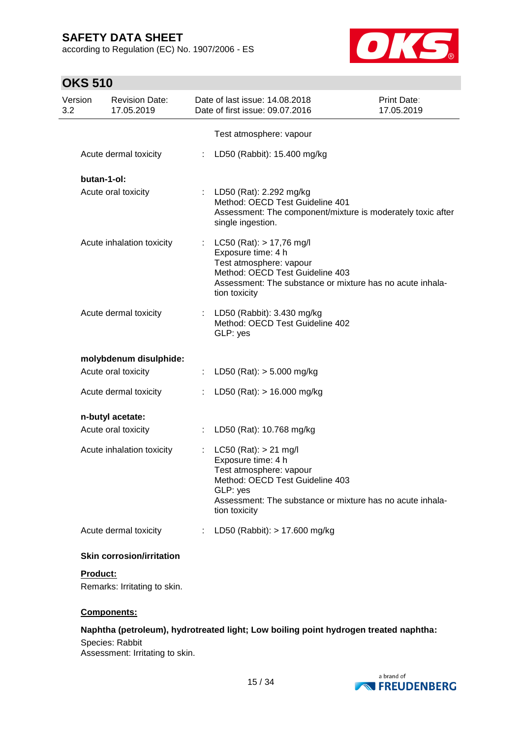| | | |
|---|---|---|
| | | Test atmosphere: vapour |
| Acute dermal toxicity | : | LD50 (Rabbit): 15.400 mg/kg |

**butan-1-ol:**

| | | |
|---|---|---|
| Acute oral toxicity | : | LD50 (Rat): 2.292 mg/kg<br>Method: OECD Test Guideline 401<br>Assessment: The component/mixture is moderately toxic after single ingestion. |
| Acute inhalation toxicity | : | LC50 (Rat): > 17,76 mg/l<br>Exposure time: 4 h<br>Test atmosphere: vapour<br>Method: OECD Test Guideline 403<br>Assessment: The substance or mixture has no acute inhalation toxicity |
| Acute dermal toxicity | : | LD50 (Rabbit): 3.430 mg/kg<br>Method: OECD Test Guideline 402<br>GLP: yes |

**molybdenum disulphide:**

| | | |
|---|---|---|
| Acute oral toxicity | : | LD50 (Rat): > 5.000 mg/kg |
| Acute dermal toxicity | : | LD50 (Rat): > 16.000 mg/kg |

**n-butyl acetate:**

| | | |
|---|---|---|
| Acute oral toxicity | : | LD50 (Rat): 10.768 mg/kg |
| Acute inhalation toxicity | : | LC50 (Rat): > 21 mg/l<br>Exposure time: 4 h<br>Test atmosphere: vapour<br>Method: OECD Test Guideline 403<br>GLP: yes<br>Assessment: The substance or mixture has no acute inhalation toxicity |
| Acute dermal toxicity | : | LD50 (Rabbit): > 17.600 mg/kg |

**Skin corrosion/irritation**

**Product:**

Remarks: Irritating to skin.

**Components:**

**Naphtha (petroleum), hydrotreated light; Low boiling point hydrogen treated naphtha:**

Species: Rabbit
Assessment: Irritating to skin.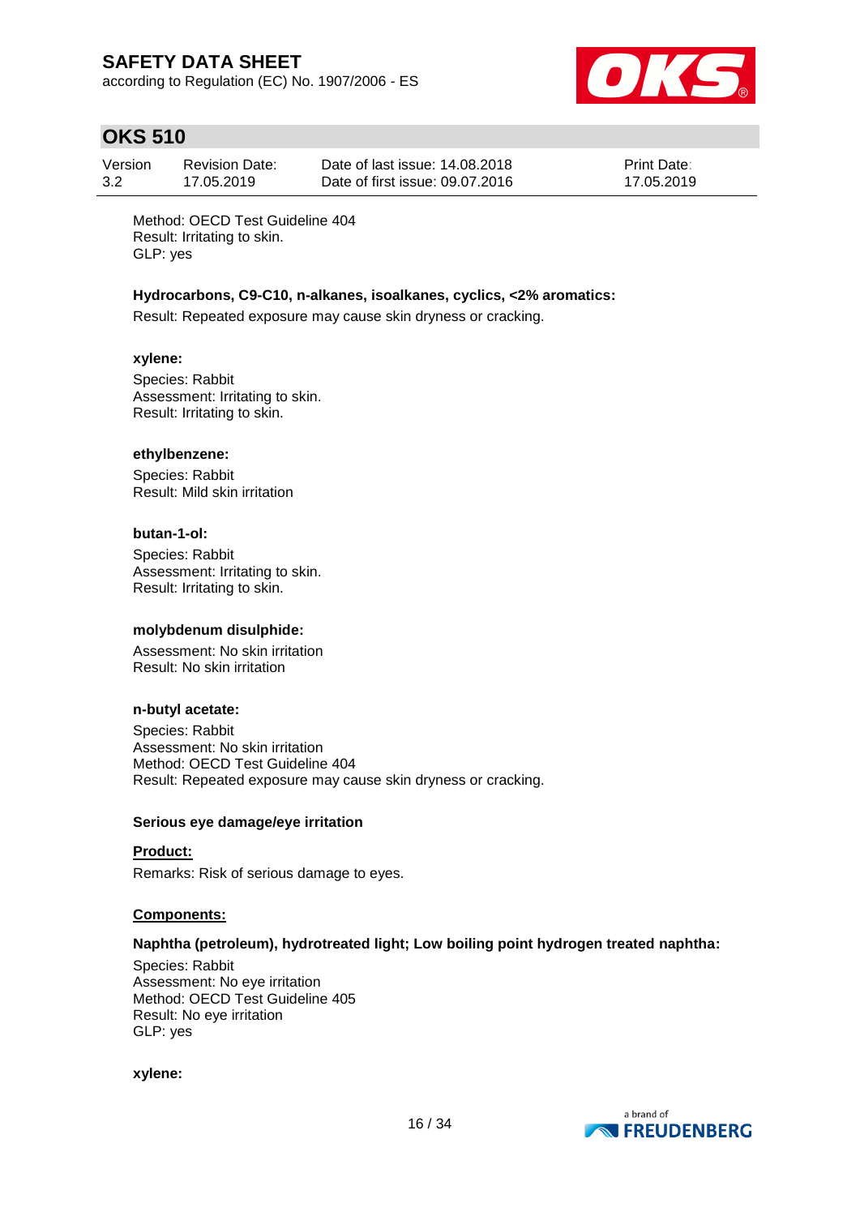Method: OECD Test Guideline 404
Result: Irritating to skin.
GLP: yes

**Hydrocarbons, C9-C10, n-alkanes, isoalkanes, cyclics, <2% aromatics:**

Result: Repeated exposure may cause skin dryness or cracking.

**xylene:**

Species: Rabbit
Assessment: Irritating to skin.
Result: Irritating to skin.

**ethylbenzene:**

Species: Rabbit
Result: Mild skin irritation

**butan-1-ol:**

Species: Rabbit
Assessment: Irritating to skin.
Result: Irritating to skin.

**molybdenum disulphide:**

Assessment: No skin irritation
Result: No skin irritation

**n-butyl acetate:**

Species: Rabbit
Assessment: No skin irritation
Method: OECD Test Guideline 404
Result: Repeated exposure may cause skin dryness or cracking.

**Serious eye damage/eye irritation**

**Product:**

Remarks: Risk of serious damage to eyes.

**Components:**

**Naphtha (petroleum), hydrotreated light; Low boiling point hydrogen treated naphtha:**

Species: Rabbit
Assessment: No eye irritation
Method: OECD Test Guideline 405
Result: No eye irritation
GLP: yes

**xylene:**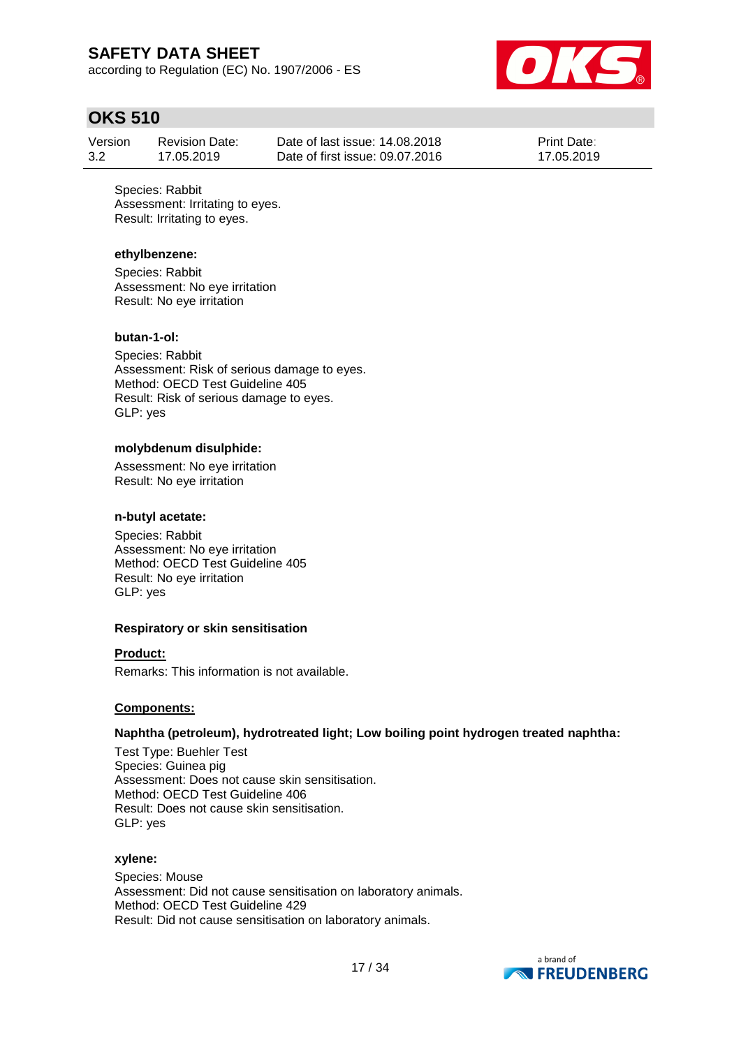Species: Rabbit
Assessment: Irritating to eyes.
Result: Irritating to eyes.

**ethylbenzene:**

Species: Rabbit
Assessment: No eye irritation
Result: No eye irritation

**butan-1-ol:**

Species: Rabbit
Assessment: Risk of serious damage to eyes.
Method: OECD Test Guideline 405
Result: Risk of serious damage to eyes.
GLP: yes

**molybdenum disulphide:**

Assessment: No eye irritation
Result: No eye irritation

**n-butyl acetate:**

Species: Rabbit
Assessment: No eye irritation
Method: OECD Test Guideline 405
Result: No eye irritation
GLP: yes

**Respiratory or skin sensitisation**

**Product:**

Remarks: This information is not available.

**Components:**

**Naphtha (petroleum), hydrotreated light; Low boiling point hydrogen treated naphtha:**

Test Type: Buehler Test
Species: Guinea pig
Assessment: Does not cause skin sensitisation.
Method: OECD Test Guideline 406
Result: Does not cause skin sensitisation.
GLP: yes

**xylene:**

Species: Mouse
Assessment: Did not cause sensitisation on laboratory animals.
Method: OECD Test Guideline 429
Result: Did not cause sensitisation on laboratory animals.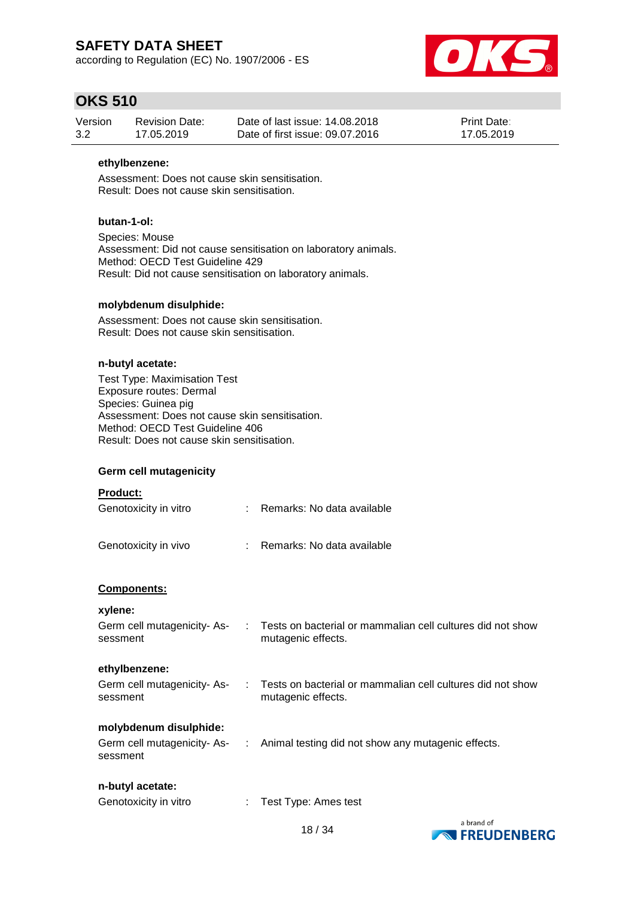**ethylbenzene:**

Assessment: Does not cause skin sensitisation.
Result: Does not cause skin sensitisation.

**butan-1-ol:**

Species: Mouse
Assessment: Did not cause sensitisation on laboratory animals.
Method: OECD Test Guideline 429
Result: Did not cause sensitisation on laboratory animals.

**molybdenum disulphide:**

Assessment: Does not cause skin sensitisation.
Result: Does not cause skin sensitisation.

**n-butyl acetate:**

Test Type: Maximisation Test
Exposure routes: Dermal
Species: Guinea pig
Assessment: Does not cause skin sensitisation.
Method: OECD Test Guideline 406
Result: Does not cause skin sensitisation.

**Germ cell mutagenicity**

**Product:**

Genotoxicity in vitro : Remarks: No data available

Genotoxicity in vivo : Remarks: No data available

**Components:**

**xylene:**

Germ cell mutagenicity- Assessment : Tests on bacterial or mammalian cell cultures did not show mutagenic effects.

**ethylbenzene:**

Germ cell mutagenicity- Assessment : Tests on bacterial or mammalian cell cultures did not show mutagenic effects.

**molybdenum disulphide:**

Germ cell mutagenicity- Assessment : Animal testing did not show any mutagenic effects.

**n-butyl acetate:**

Genotoxicity in vitro : Test Type: Ames test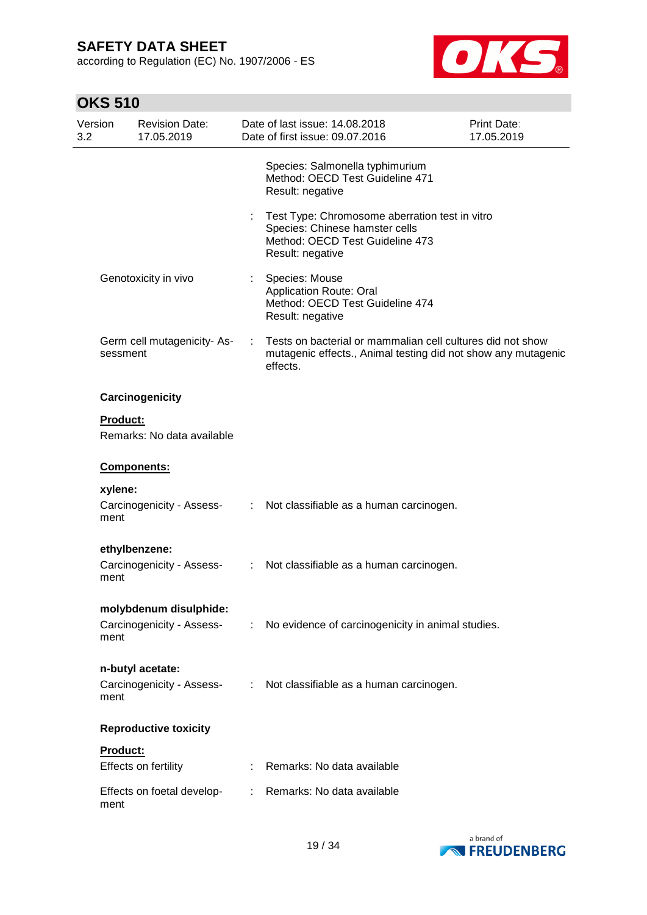Species: Salmonella typhimurium
Method: OECD Test Guideline 471
Result: negative

: Test Type: Chromosome aberration test in vitro
Species: Chinese hamster cells
Method: OECD Test Guideline 473
Result: negative

Genotoxicity in vivo : Species: Mouse
Application Route: Oral
Method: OECD Test Guideline 474
Result: negative

Germ cell mutagenicity- Assessment : Tests on bacterial or mammalian cell cultures did not show mutagenic effects., Animal testing did not show any mutagenic effects.

**Carcinogenicity**

**Product:**

Remarks: No data available

**Components:**

**xylene:**

Carcinogenicity - Assessment : Not classifiable as a human carcinogen.

**ethylbenzene:**

Carcinogenicity - Assessment : Not classifiable as a human carcinogen.

**molybdenum disulphide:**

Carcinogenicity - Assessment : No evidence of carcinogenicity in animal studies.

**n-butyl acetate:**

Carcinogenicity - Assessment : Not classifiable as a human carcinogen.

**Reproductive toxicity**

**Product:**

Effects on fertility : Remarks: No data available

Effects on foetal development : Remarks: No data available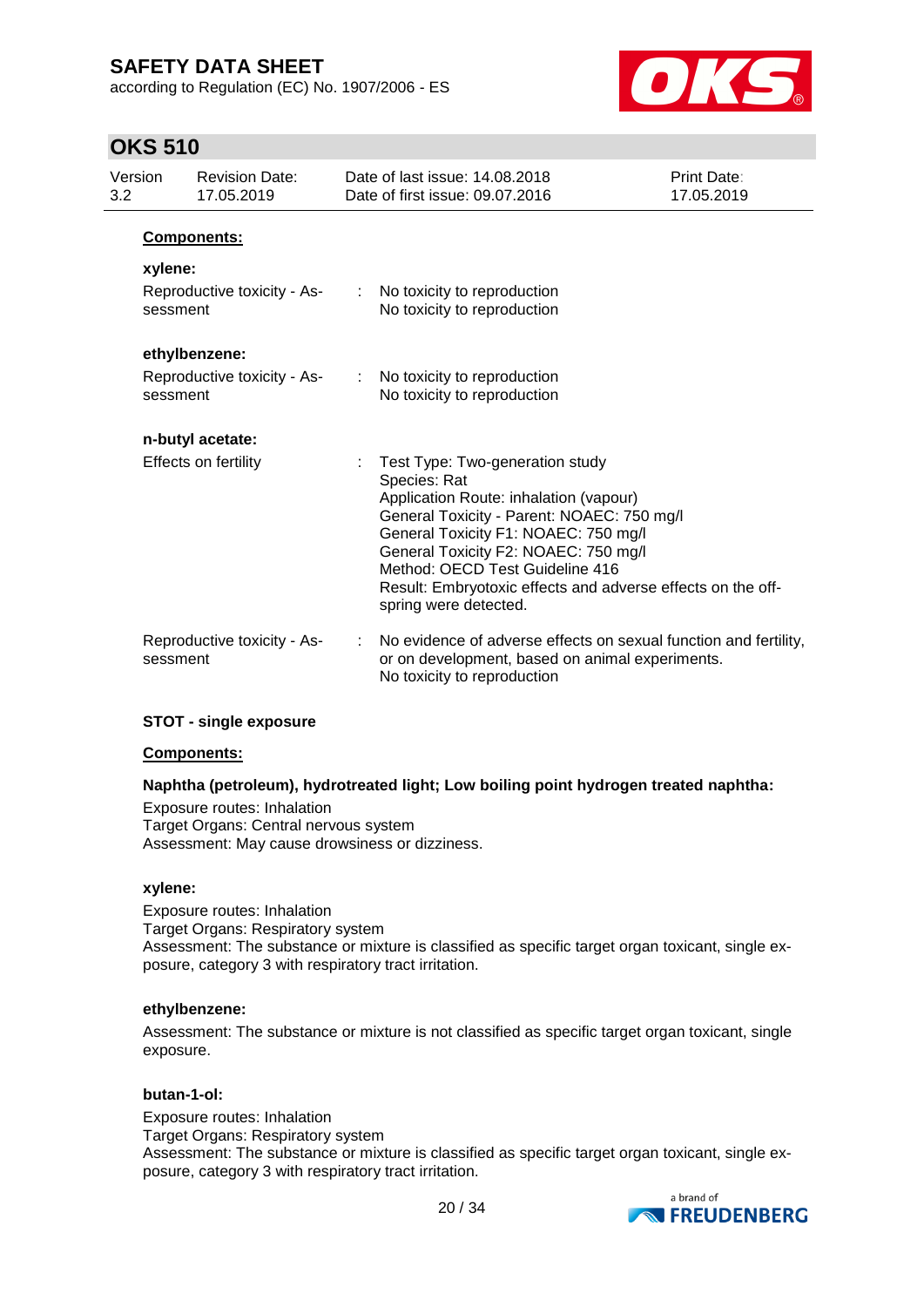**Components:**

**xylene:**

| | |
|---|---|
| Reproductive toxicity - Assessment | : No toxicity to reproduction<br>No toxicity to reproduction |

**ethylbenzene:**

| | |
|---|---|
| Reproductive toxicity - Assessment | : No toxicity to reproduction<br>No toxicity to reproduction |

**n-butyl acetate:**

| | |
|---|---|
| Effects on fertility | : Test Type: Two-generation study<br>Species: Rat<br>Application Route: inhalation (vapour)<br>General Toxicity - Parent: NOAEC: 750 mg/l<br>General Toxicity F1: NOAEC: 750 mg/l<br>General Toxicity F2: NOAEC: 750 mg/l<br>Method: OECD Test Guideline 416<br>Result: Embryotoxic effects and adverse effects on the off-spring were detected. |
| Reproductive toxicity - Assessment | : No evidence of adverse effects on sexual function and fertility, or on development, based on animal experiments.<br>No toxicity to reproduction |

**STOT - single exposure**

**Components:**

**Naphtha (petroleum), hydrotreated light; Low boiling point hydrogen treated naphtha:**

Exposure routes: Inhalation
Target Organs: Central nervous system
Assessment: May cause drowsiness or dizziness.

**xylene:**

Exposure routes: Inhalation
Target Organs: Respiratory system
Assessment: The substance or mixture is classified as specific target organ toxicant, single exposure, category 3 with respiratory tract irritation.

**ethylbenzene:**

Assessment: The substance or mixture is not classified as specific target organ toxicant, single exposure.

**butan-1-ol:**

Exposure routes: Inhalation
Target Organs: Respiratory system
Assessment: The substance or mixture is classified as specific target organ toxicant, single exposure, category 3 with respiratory tract irritation.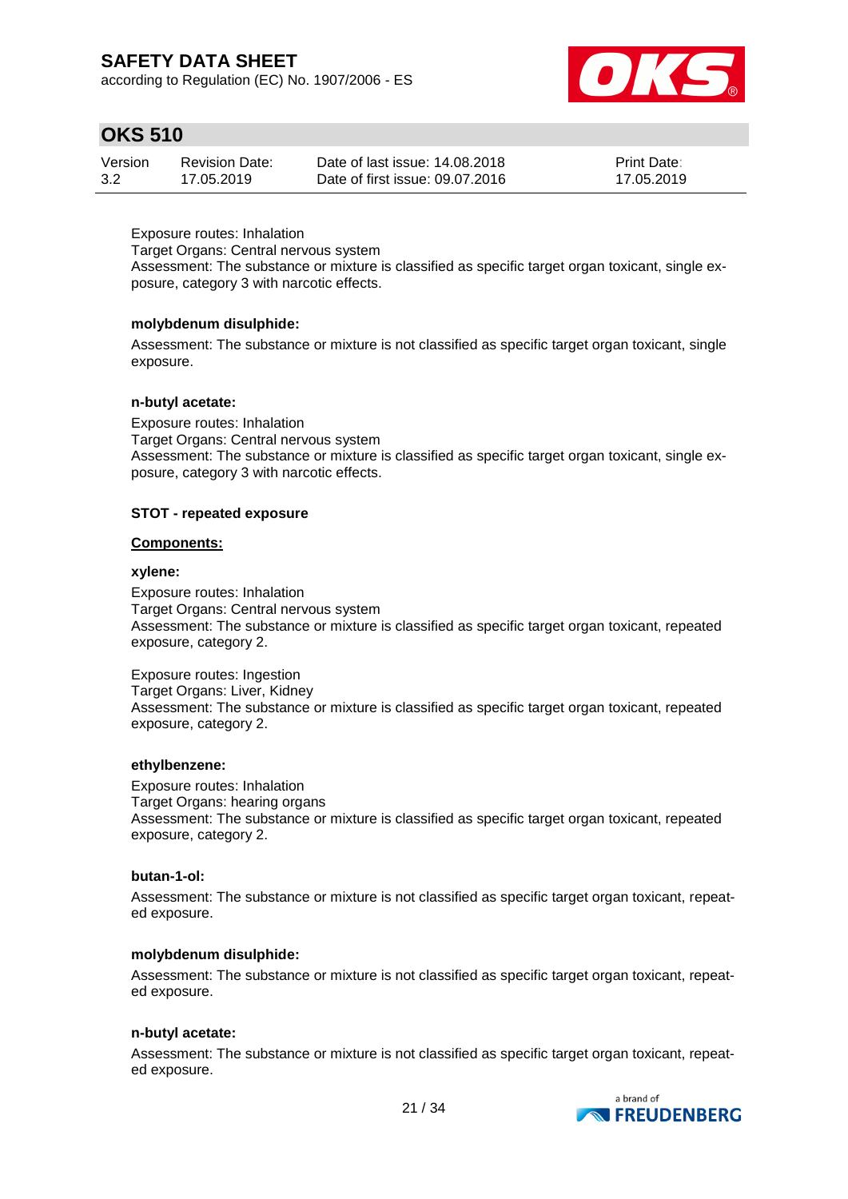Exposure routes: Inhalation
Target Organs: Central nervous system
Assessment: The substance or mixture is classified as specific target organ toxicant, single exposure, category 3 with narcotic effects.

**molybdenum disulphide:**

Assessment: The substance or mixture is not classified as specific target organ toxicant, single exposure.

**n-butyl acetate:**

Exposure routes: Inhalation
Target Organs: Central nervous system
Assessment: The substance or mixture is classified as specific target organ toxicant, single exposure, category 3 with narcotic effects.

**STOT - repeated exposure**

**Components:**

**xylene:**

Exposure routes: Inhalation
Target Organs: Central nervous system
Assessment: The substance or mixture is classified as specific target organ toxicant, repeated exposure, category 2.

Exposure routes: Ingestion
Target Organs: Liver, Kidney
Assessment: The substance or mixture is classified as specific target organ toxicant, repeated exposure, category 2.

**ethylbenzene:**

Exposure routes: Inhalation
Target Organs: hearing organs
Assessment: The substance or mixture is classified as specific target organ toxicant, repeated exposure, category 2.

**butan-1-ol:**

Assessment: The substance or mixture is not classified as specific target organ toxicant, repeated exposure.

**molybdenum disulphide:**

Assessment: The substance or mixture is not classified as specific target organ toxicant, repeated exposure.

**n-butyl acetate:**

Assessment: The substance or mixture is not classified as specific target organ toxicant, repeated exposure.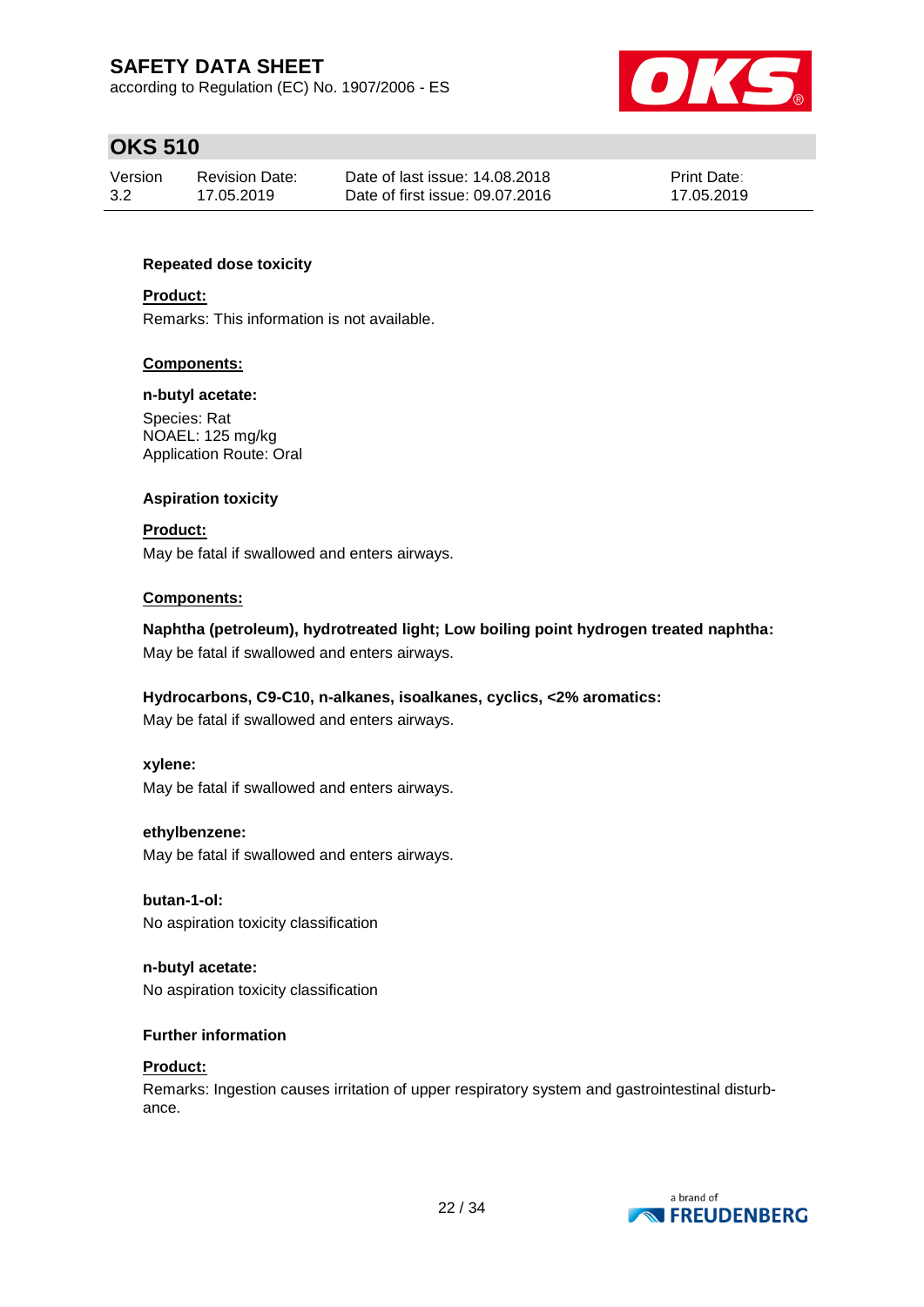### Repeated dose toxicity

**Product:**

Remarks: This information is not available.

**Components:**

**n-butyl acetate:**

Species: Rat
NOAEL: 125 mg/kg
Application Route: Oral

### Aspiration toxicity

**Product:**

May be fatal if swallowed and enters airways.

**Components:**

**Naphtha (petroleum), hydrotreated light; Low boiling point hydrogen treated naphtha:**

May be fatal if swallowed and enters airways.

**Hydrocarbons, C9-C10, n-alkanes, isoalkanes, cyclics, <2% aromatics:**

May be fatal if swallowed and enters airways.

**xylene:**

May be fatal if swallowed and enters airways.

**ethylbenzene:**

May be fatal if swallowed and enters airways.

**butan-1-ol:**

No aspiration toxicity classification

**n-butyl acetate:**

No aspiration toxicity classification

### Further information

**Product:**

Remarks: Ingestion causes irritation of upper respiratory system and gastrointestinal disturbance.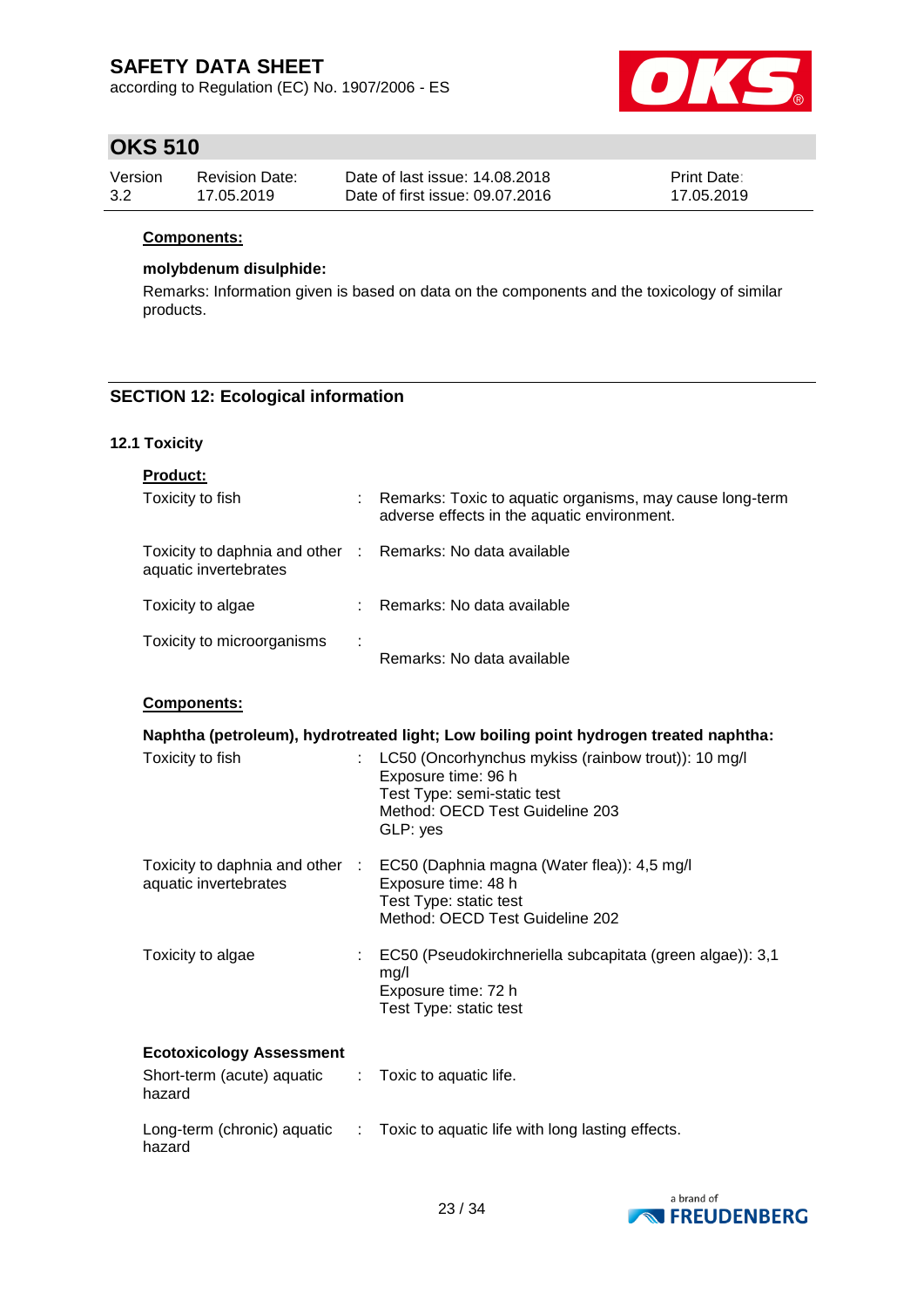**Components:**

**molybdenum disulphide:**

Remarks: Information given is based on data on the components and the toxicology of similar products.

## SECTION 12: Ecological information

### 12.1 Toxicity

**Product:**

| | | |
|---|---|---|
| Toxicity to fish | : | Remarks: Toxic to aquatic organisms, may cause long-term adverse effects in the aquatic environment. |
| Toxicity to daphnia and other aquatic invertebrates | : | Remarks: No data available |
| Toxicity to algae | : | Remarks: No data available |
| Toxicity to microorganisms | : | Remarks: No data available |

**Components:**

**Naphtha (petroleum), hydrotreated light; Low boiling point hydrogen treated naphtha:**

| | | |
|---|---|---|
| Toxicity to fish | : | LC50 (Oncorhynchus mykiss (rainbow trout)): 10 mg/l<br>Exposure time: 96 h<br>Test Type: semi-static test<br>Method: OECD Test Guideline 203<br>GLP: yes |
| Toxicity to daphnia and other aquatic invertebrates | : | EC50 (Daphnia magna (Water flea)): 4,5 mg/l<br>Exposure time: 48 h<br>Test Type: static test<br>Method: OECD Test Guideline 202 |
| Toxicity to algae | : | EC50 (Pseudokirchneriella subcapitata (green algae)): 3,1 mg/l<br>Exposure time: 72 h<br>Test Type: static test |

**Ecotoxicology Assessment**

| | | |
|---|---|---|
| Short-term (acute) aquatic hazard | : | Toxic to aquatic life. |
| Long-term (chronic) aquatic hazard | : | Toxic to aquatic life with long lasting effects. |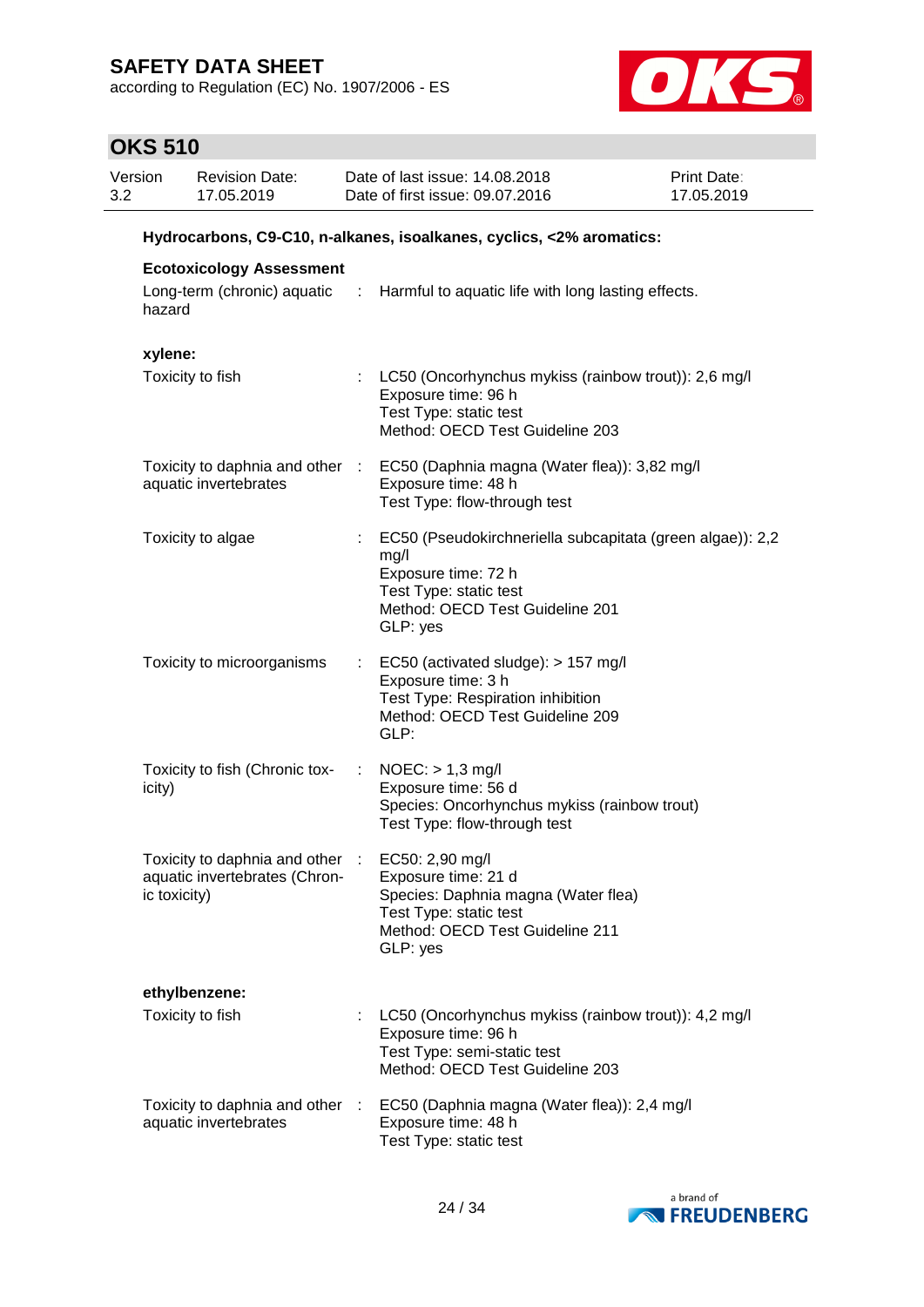**Hydrocarbons, C9-C10, n-alkanes, isoalkanes, cyclics, <2% aromatics:**

**Ecotoxicology Assessment**

| | | |
|---|---|---|
| Long-term (chronic) aquatic hazard | : | Harmful to aquatic life with long lasting effects. |

**xylene:**

| | | |
|---|---|---|
| Toxicity to fish | : | LC50 (Oncorhynchus mykiss (rainbow trout)): 2,6 mg/l<br>Exposure time: 96 h<br>Test Type: static test<br>Method: OECD Test Guideline 203 |
| Toxicity to daphnia and other aquatic invertebrates | : | EC50 (Daphnia magna (Water flea)): 3,82 mg/l<br>Exposure time: 48 h<br>Test Type: flow-through test |
| Toxicity to algae | : | EC50 (Pseudokirchneriella subcapitata (green algae)): 2,2 mg/l<br>Exposure time: 72 h<br>Test Type: static test<br>Method: OECD Test Guideline 201<br>GLP: yes |
| Toxicity to microorganisms | : | EC50 (activated sludge): > 157 mg/l<br>Exposure time: 3 h<br>Test Type: Respiration inhibition<br>Method: OECD Test Guideline 209<br>GLP: |
| Toxicity to fish (Chronic toxicity) | : | NOEC: > 1,3 mg/l<br>Exposure time: 56 d<br>Species: Oncorhynchus mykiss (rainbow trout)<br>Test Type: flow-through test |
| Toxicity to daphnia and other aquatic invertebrates (Chronic toxicity) | : | EC50: 2,90 mg/l<br>Exposure time: 21 d<br>Species: Daphnia magna (Water flea)<br>Test Type: static test<br>Method: OECD Test Guideline 211<br>GLP: yes |

**ethylbenzene:**

| | | |
|---|---|---|
| Toxicity to fish | : | LC50 (Oncorhynchus mykiss (rainbow trout)): 4,2 mg/l<br>Exposure time: 96 h<br>Test Type: semi-static test<br>Method: OECD Test Guideline 203 |
| Toxicity to daphnia and other aquatic invertebrates | : | EC50 (Daphnia magna (Water flea)): 2,4 mg/l<br>Exposure time: 48 h<br>Test Type: static test |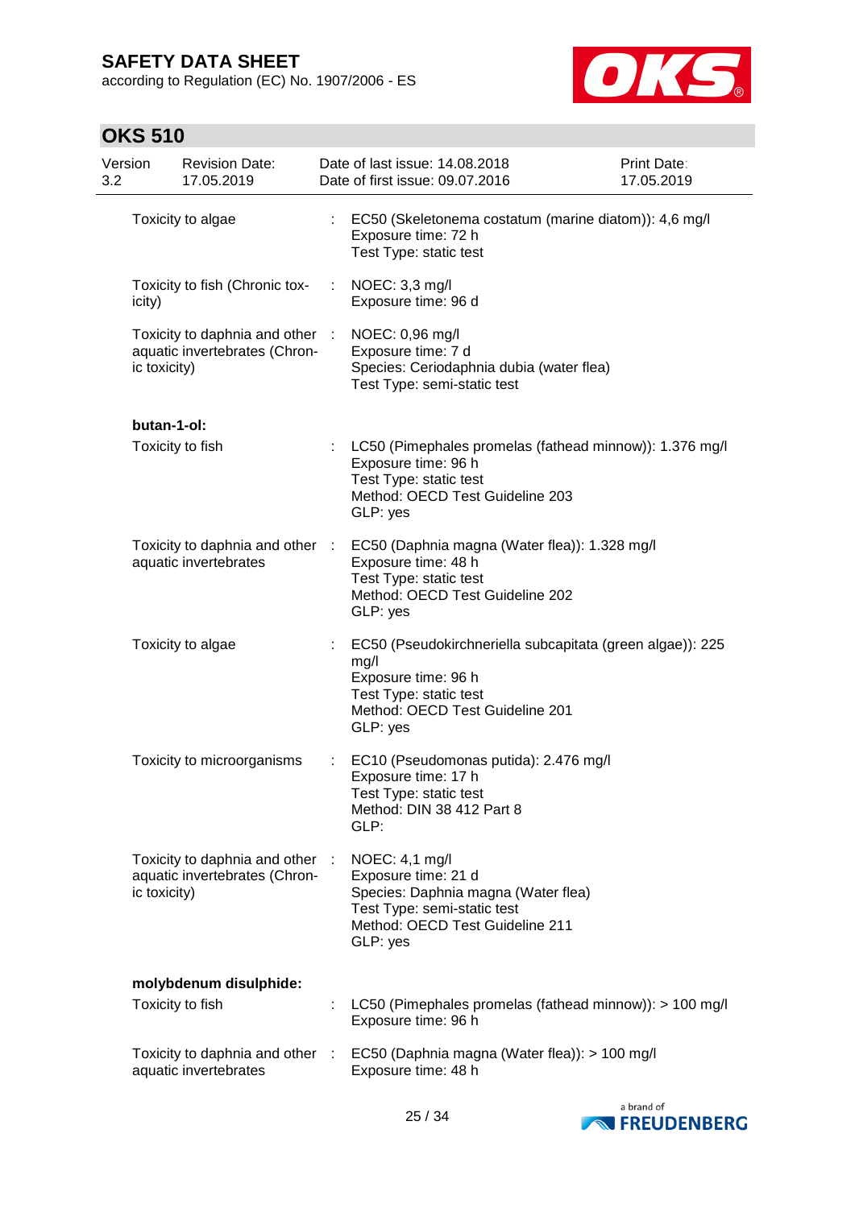Toxicity to algae : EC50 (Skeletonema costatum (marine diatom)): 4,6 mg/l
Exposure time: 72 h
Test Type: static test

Toxicity to fish (Chronic toxicity) : NOEC: 3,3 mg/l
Exposure time: 96 d

Toxicity to daphnia and other aquatic invertebrates (Chronic toxicity) : NOEC: 0,96 mg/l
Exposure time: 7 d
Species: Ceriodaphnia dubia (water flea)
Test Type: semi-static test

**butan-1-ol:**

Toxicity to fish : LC50 (Pimephales promelas (fathead minnow)): 1.376 mg/l
Exposure time: 96 h
Test Type: static test
Method: OECD Test Guideline 203
GLP: yes

Toxicity to daphnia and other aquatic invertebrates : EC50 (Daphnia magna (Water flea)): 1.328 mg/l
Exposure time: 48 h
Test Type: static test
Method: OECD Test Guideline 202
GLP: yes

Toxicity to algae : EC50 (Pseudokirchneriella subcapitata (green algae)): 225 mg/l
Exposure time: 96 h
Test Type: static test
Method: OECD Test Guideline 201
GLP: yes

Toxicity to microorganisms : EC10 (Pseudomonas putida): 2.476 mg/l
Exposure time: 17 h
Test Type: static test
Method: DIN 38 412 Part 8
GLP:

Toxicity to daphnia and other aquatic invertebrates (Chronic toxicity) : NOEC: 4,1 mg/l
Exposure time: 21 d
Species: Daphnia magna (Water flea)
Test Type: semi-static test
Method: OECD Test Guideline 211
GLP: yes

**molybdenum disulphide:**

Toxicity to fish : LC50 (Pimephales promelas (fathead minnow)): > 100 mg/l
Exposure time: 96 h

Toxicity to daphnia and other aquatic invertebrates : EC50 (Daphnia magna (Water flea)): > 100 mg/l
Exposure time: 48 h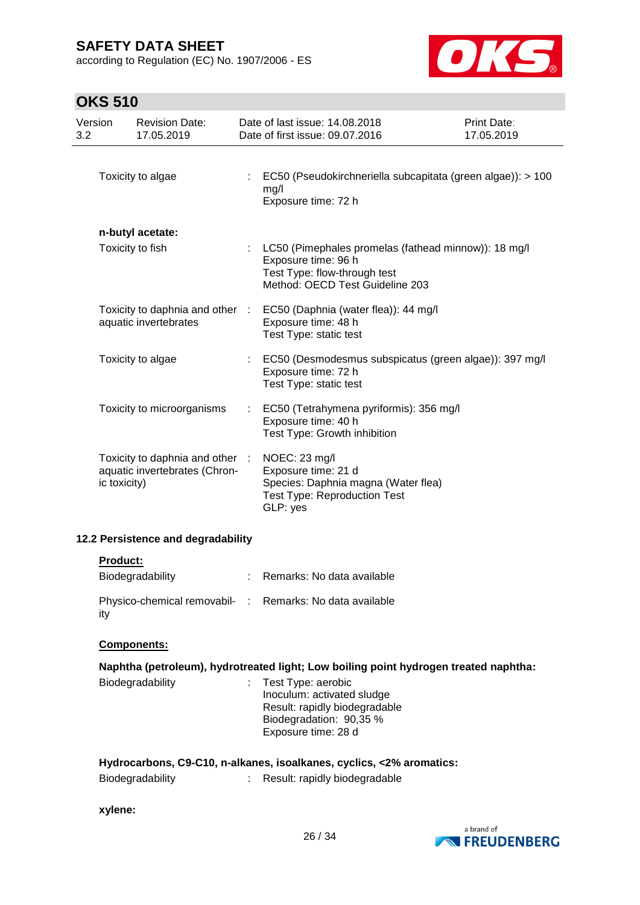| | | |
|---|---|---|
| Toxicity to algae | : | EC50 (Pseudokirchneriella subcapitata (green algae)): > 100 mg/l<br>Exposure time: 72 h |

**n-butyl acetate:**

| | | |
|---|---|---|
| Toxicity to fish | : | LC50 (Pimephales promelas (fathead minnow)): 18 mg/l<br>Exposure time: 96 h<br>Test Type: flow-through test<br>Method: OECD Test Guideline 203 |
| Toxicity to daphnia and other aquatic invertebrates | : | EC50 (Daphnia (water flea)): 44 mg/l<br>Exposure time: 48 h<br>Test Type: static test |
| Toxicity to algae | : | EC50 (Desmodesmus subspicatus (green algae)): 397 mg/l<br>Exposure time: 72 h<br>Test Type: static test |
| Toxicity to microorganisms | : | EC50 (Tetrahymena pyriformis): 356 mg/l<br>Exposure time: 40 h<br>Test Type: Growth inhibition |
| Toxicity to daphnia and other aquatic invertebrates (Chronic toxicity) | : | NOEC: 23 mg/l<br>Exposure time: 21 d<br>Species: Daphnia magna (Water flea)<br>Test Type: Reproduction Test<br>GLP: yes |

### 12.2 Persistence and degradability

**Product:**

| | | |
|---|---|---|
| Biodegradability | : | Remarks: No data available |
| Physico-chemical removability | : | Remarks: No data available |

**Components:**

**Naphtha (petroleum), hydrotreated light; Low boiling point hydrogen treated naphtha:**

| | | |
|---|---|---|
| Biodegradability | : | Test Type: aerobic<br>Inoculum: activated sludge<br>Result: rapidly biodegradable<br>Biodegradation: 90,35 %<br>Exposure time: 28 d |

**Hydrocarbons, C9-C10, n-alkanes, isoalkanes, cyclics, <2% aromatics:**

| | | |
|---|---|---|
| Biodegradability | : | Result: rapidly biodegradable |

**xylene:**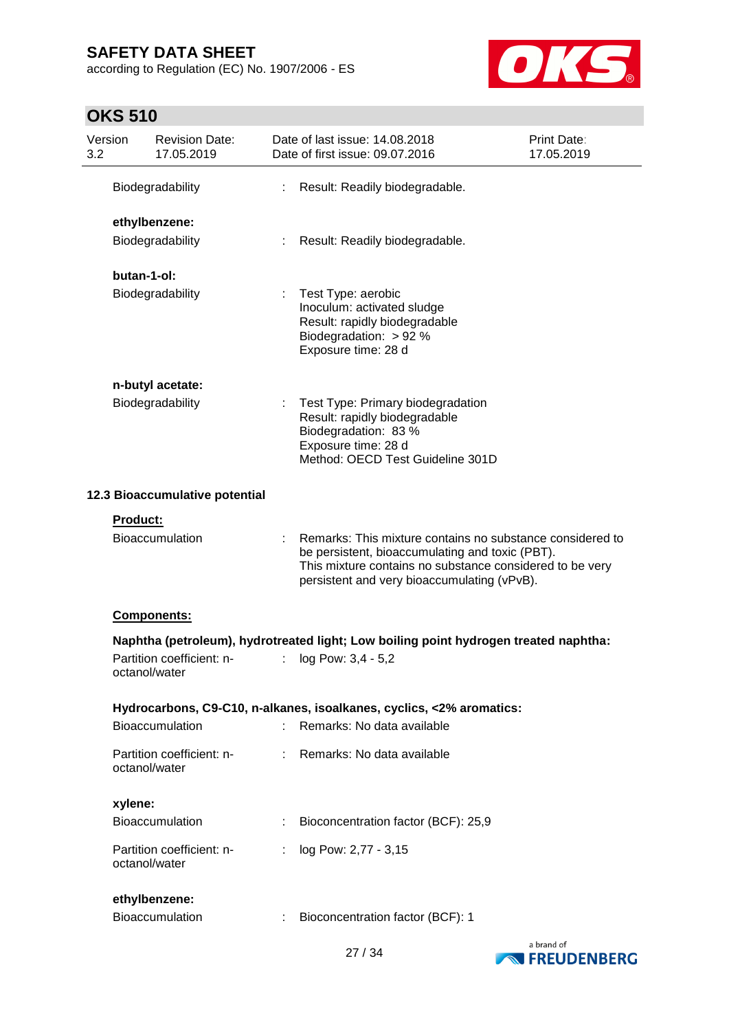Biodegradability : Result: Readily biodegradable.

**ethylbenzene:**

Biodegradability : Result: Readily biodegradable.

**butan-1-ol:**

Biodegradability : Test Type: aerobic
Inoculum: activated sludge
Result: rapidly biodegradable
Biodegradation: > 92 %
Exposure time: 28 d

**n-butyl acetate:**

Biodegradability : Test Type: Primary biodegradation
Result: rapidly biodegradable
Biodegradation: 83 %
Exposure time: 28 d
Method: OECD Test Guideline 301D

### 12.3 Bioaccumulative potential

**Product:**

Bioaccumulation : Remarks: This mixture contains no substance considered to be persistent, bioaccumulating and toxic (PBT).
This mixture contains no substance considered to be very persistent and very bioaccumulating (vPvB).

**Components:**

**Naphtha (petroleum), hydrotreated light; Low boiling point hydrogen treated naphtha:**

Partition coefficient: n-octanol/water : log Pow: 3,4 - 5,2

**Hydrocarbons, C9-C10, n-alkanes, isoalkanes, cyclics, <2% aromatics:**

Bioaccumulation : Remarks: No data available

Partition coefficient: n-octanol/water : Remarks: No data available

**xylene:**

Bioaccumulation : Bioconcentration factor (BCF): 25,9

Partition coefficient: n-octanol/water : log Pow: 2,77 - 3,15

**ethylbenzene:**

Bioaccumulation : Bioconcentration factor (BCF): 1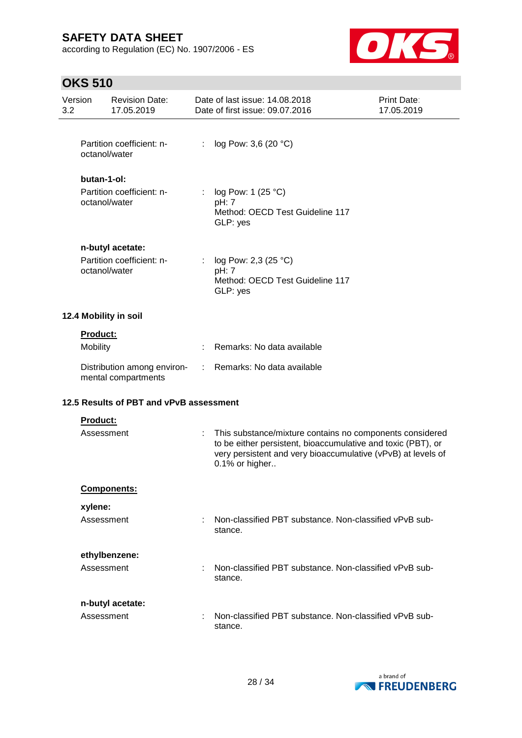| | | |
|---|---|---|
| Partition coefficient: n-octanol/water | : | log Pow: 3,6 (20 °C) |

**butan-1-ol:**

| | | |
|---|---|---|
| Partition coefficient: n-octanol/water | : | log Pow: 1 (25 °C)<br>pH: 7<br>Method: OECD Test Guideline 117<br>GLP: yes |

**n-butyl acetate:**

| | | |
|---|---|---|
| Partition coefficient: n-octanol/water | : | log Pow: 2,3 (25 °C)<br>pH: 7<br>Method: OECD Test Guideline 117<br>GLP: yes |

### 12.4 Mobility in soil

**Product:**

| | | |
|---|---|---|
| Mobility | : | Remarks: No data available |
| Distribution among environmental compartments | : | Remarks: No data available |

### 12.5 Results of PBT and vPvB assessment

**Product:**

| | | |
|---|---|---|
| Assessment | : | This substance/mixture contains no components considered to be either persistent, bioaccumulative and toxic (PBT), or very persistent and very bioaccumulative (vPvB) at levels of 0.1% or higher.. |

**Components:**

**xylene:**

| | | |
|---|---|---|
| Assessment | : | Non-classified PBT substance. Non-classified vPvB substance. |

**ethylbenzene:**

| | | |
|---|---|---|
| Assessment | : | Non-classified PBT substance. Non-classified vPvB substance. |

**n-butyl acetate:**

| | | |
|---|---|---|
| Assessment | : | Non-classified PBT substance. Non-classified vPvB substance. |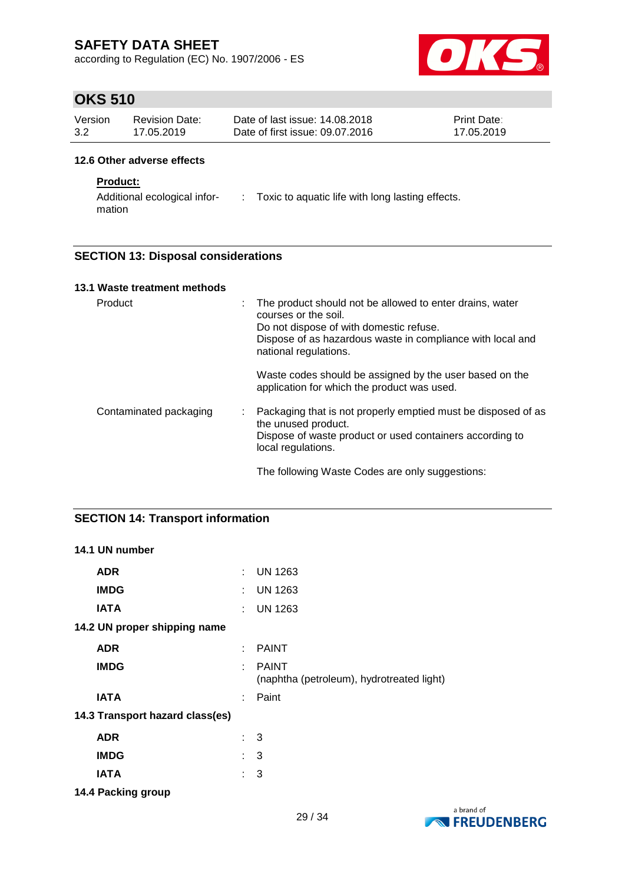#### 12.6 Other adverse effects

**Product:**

| | | |
|---|---|---|
| Additional ecological information | : | Toxic to aquatic life with long lasting effects. |

## SECTION 13: Disposal considerations

#### 13.1 Waste treatment methods

| | | |
|---|---|---|
| Product | : | The product should not be allowed to enter drains, water courses or the soil.<br>Do not dispose of with domestic refuse.<br>Dispose of as hazardous waste in compliance with local and national regulations.<br><br>Waste codes should be assigned by the user based on the application for which the product was used. |
| Contaminated packaging | : | Packaging that is not properly emptied must be disposed of as the unused product.<br>Dispose of waste product or used containers according to local regulations.<br><br>The following Waste Codes are only suggestions: |

## SECTION 14: Transport information

#### 14.1 UN number

| | | |
|---|---|---|
| **ADR** | : | UN 1263 |
| **IMDG** | : | UN 1263 |
| **IATA** | : | UN 1263 |

#### 14.2 UN proper shipping name

| | | |
|---|---|---|
| **ADR** | : | PAINT |
| **IMDG** | : | PAINT<br>(naphtha (petroleum), hydrotreated light) |
| **IATA** | : | Paint |

#### 14.3 Transport hazard class(es)

| | | |
|---|---|---|
| **ADR** | : | 3 |
| **IMDG** | : | 3 |
| **IATA** | : | 3 |

#### 14.4 Packing group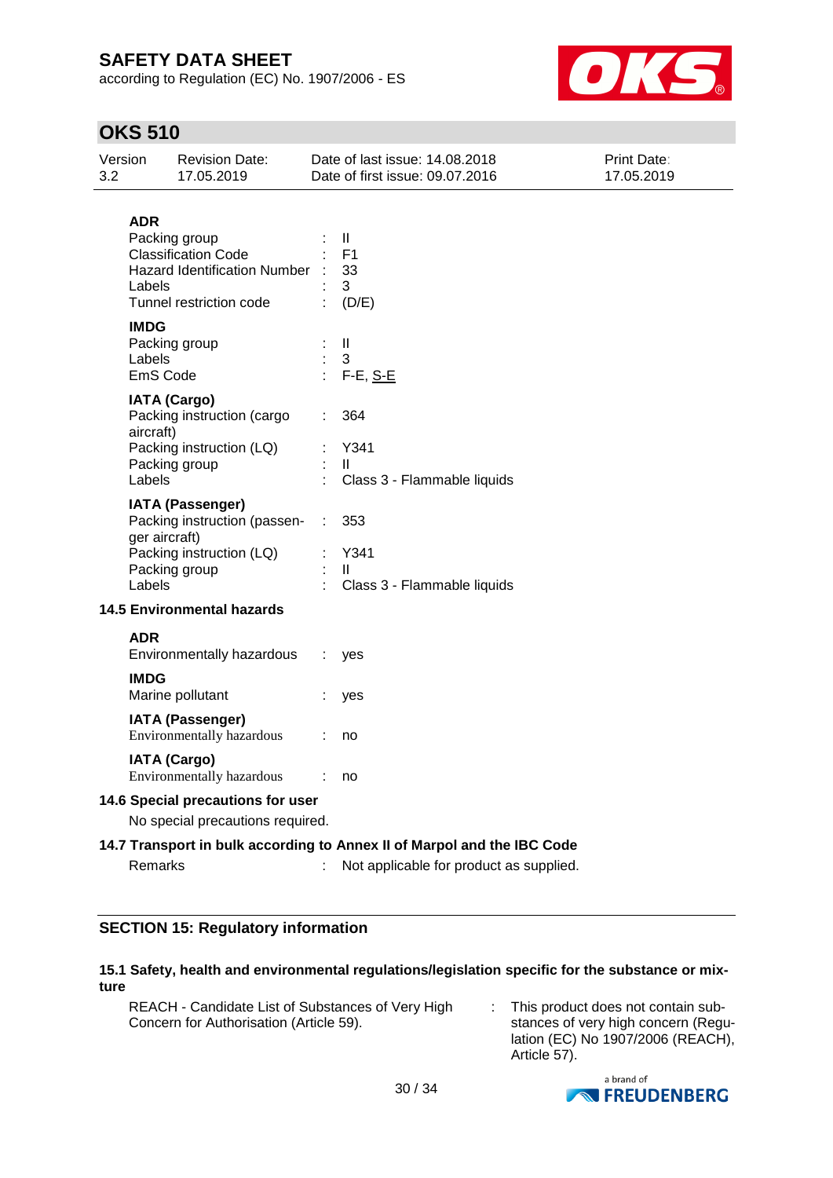**ADR**

| | | |
|---|---|---|
| Packing group | : | II |
| Classification Code | : | F1 |
| Hazard Identification Number | : | 33 |
| Labels | : | 3 |
| Tunnel restriction code | : | (D/E) |

**IMDG**

| | | |
|---|---|---|
| Packing group | : | II |
| Labels | : | 3 |
| EmS Code | : | F-E, S-E |

**IATA (Cargo)**

| | | |
|---|---|---|
| Packing instruction (cargo aircraft) | : | 364 |
| Packing instruction (LQ) | : | Y341 |
| Packing group | : | II |
| Labels | : | Class 3 - Flammable liquids |

**IATA (Passenger)**

| | | |
|---|---|---|
| Packing instruction (passenger aircraft) | : | 353 |
| Packing instruction (LQ) | : | Y341 |
| Packing group | : | II |
| Labels | : | Class 3 - Flammable liquids |

### 14.5 Environmental hazards

**ADR**

| | | |
|---|---|---|
| Environmentally hazardous | : | yes |

**IMDG**

| | | |
|---|---|---|
| Marine pollutant | : | yes |

**IATA (Passenger)**

| | | |
|---|---|---|
| Environmentally hazardous | : | no |

**IATA (Cargo)**

| | | |
|---|---|---|
| Environmentally hazardous | : | no |

### 14.6 Special precautions for user

No special precautions required.

### 14.7 Transport in bulk according to Annex II of Marpol and the IBC Code

| | | |
|---|---|---|
| Remarks | : | Not applicable for product as supplied. |

## SECTION 15: Regulatory information

### 15.1 Safety, health and environmental regulations/legislation specific for the substance or mixture

| | | |
|---|---|---|
| REACH - Candidate List of Substances of Very High Concern for Authorisation (Article 59). | : | This product does not contain substances of very high concern (Regulation (EC) No 1907/2006 (REACH), Article 57). |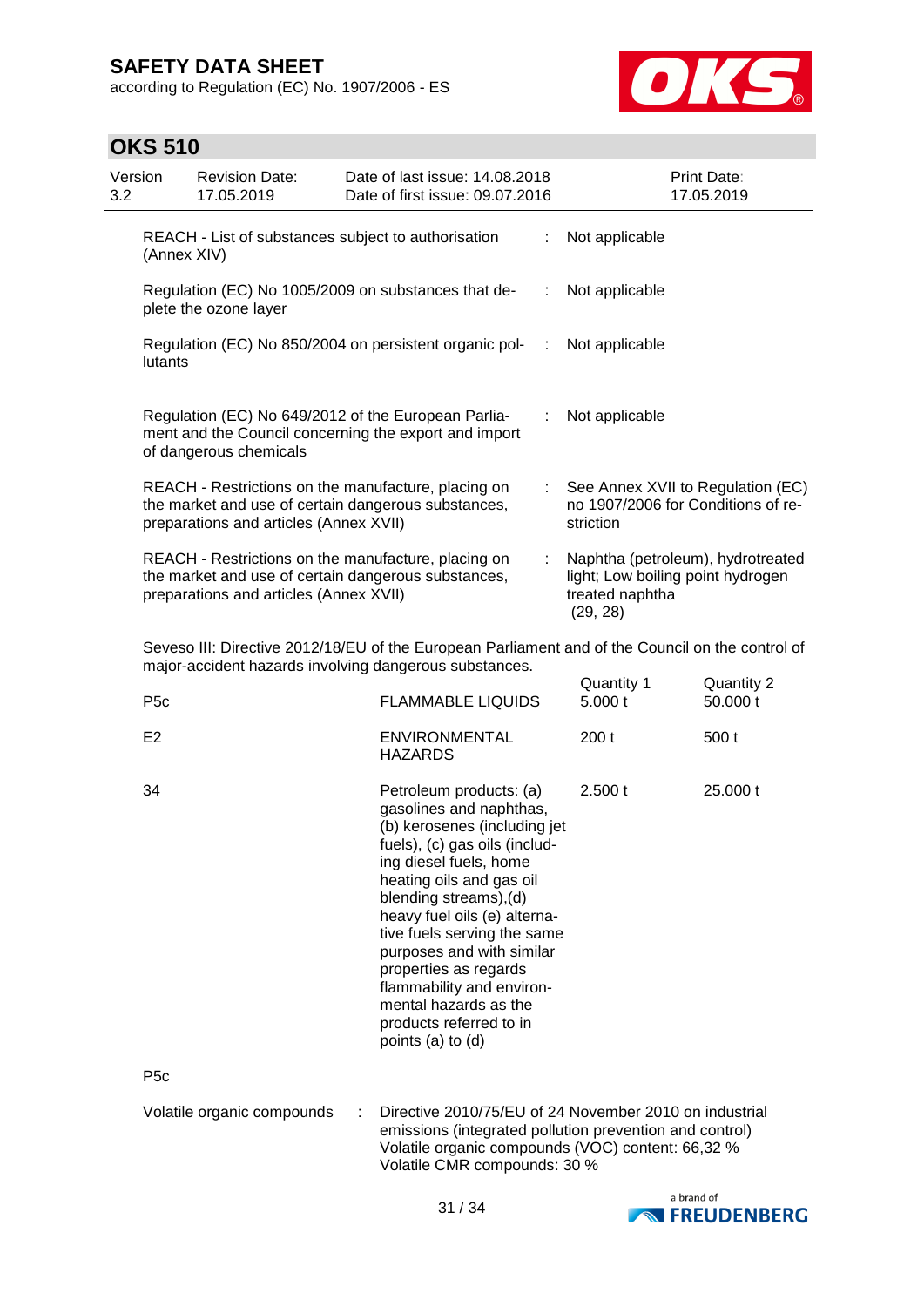| | | |
|---|---|---|
| REACH - List of substances subject to authorisation (Annex XIV) | : | Not applicable |
| Regulation (EC) No 1005/2009 on substances that deplete the ozone layer | : | Not applicable |
| Regulation (EC) No 850/2004 on persistent organic pollutants | : | Not applicable |
| Regulation (EC) No 649/2012 of the European Parliament and the Council concerning the export and import of dangerous chemicals | : | Not applicable |
| REACH - Restrictions on the manufacture, placing on the market and use of certain dangerous substances, preparations and articles (Annex XVII) | : | See Annex XVII to Regulation (EC) no 1907/2006 for Conditions of restriction |
| REACH - Restrictions on the manufacture, placing on the market and use of certain dangerous substances, preparations and articles (Annex XVII) | : | Naphtha (petroleum), hydrotreated light; Low boiling point hydrogen treated naphtha (29, 28) |

Seveso III: Directive 2012/18/EU of the European Parliament and of the Council on the control of major-accident hazards involving dangerous substances.

| | | Quantity 1 | Quantity 2 |
|---|---|---|---|
| P5c | FLAMMABLE LIQUIDS | 5.000 t | 50.000 t |
| E2 | ENVIRONMENTAL HAZARDS | 200 t | 500 t |
| 34 | Petroleum products: (a) gasolines and naphthas, (b) kerosenes (including jet fuels), (c) gas oils (including diesel fuels, home heating oils and gas oil blending streams),(d) heavy fuel oils (e) alternative fuels serving the same purposes and with similar properties as regards flammability and environmental hazards as the products referred to in points (a) to (d) | 2.500 t | 25.000 t |
| P5c | | | |

Volatile organic compounds : Directive 2010/75/EU of 24 November 2010 on industrial emissions (integrated pollution prevention and control)
Volatile organic compounds (VOC) content: 66,32 %
Volatile CMR compounds: 30 %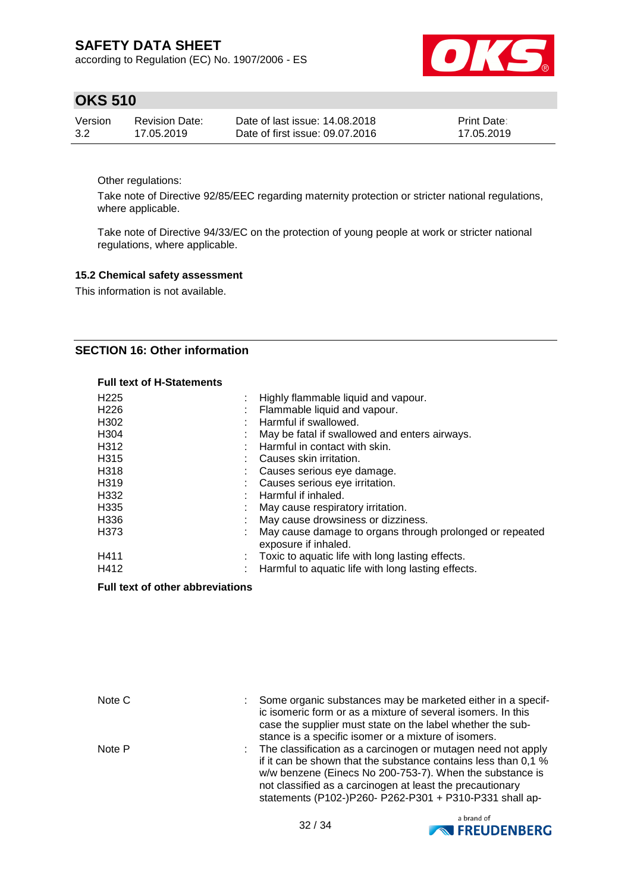Other regulations:

Take note of Directive 92/85/EEC regarding maternity protection or stricter national regulations, where applicable.

Take note of Directive 94/33/EC on the protection of young people at work or stricter national regulations, where applicable.

### 15.2 Chemical safety assessment

This information is not available.

## SECTION 16: Other information

**Full text of H-Statements**

| | | |
|---|---|---|
| H225 | : | Highly flammable liquid and vapour. |
| H226 | : | Flammable liquid and vapour. |
| H302 | : | Harmful if swallowed. |
| H304 | : | May be fatal if swallowed and enters airways. |
| H312 | : | Harmful in contact with skin. |
| H315 | : | Causes skin irritation. |
| H318 | : | Causes serious eye damage. |
| H319 | : | Causes serious eye irritation. |
| H332 | : | Harmful if inhaled. |
| H335 | : | May cause respiratory irritation. |
| H336 | : | May cause drowsiness or dizziness. |
| H373 | : | May cause damage to organs through prolonged or repeated exposure if inhaled. |
| H411 | : | Toxic to aquatic life with long lasting effects. |
| H412 | : | Harmful to aquatic life with long lasting effects. |

**Full text of other abbreviations**

| | | |
|---|---|---|
| Note C | : | Some organic substances may be marketed either in a specific isomeric form or as a mixture of several isomers. In this case the supplier must state on the label whether the substance is a specific isomer or a mixture of isomers. |
| Note P | : | The classification as a carcinogen or mutagen need not apply if it can be shown that the substance contains less than 0,1 % w/w benzene (Einecs No 200-753-7). When the substance is not classified as a carcinogen at least the precautionary statements (P102-)P260- P262-P301 + P310-P331 shall ap- |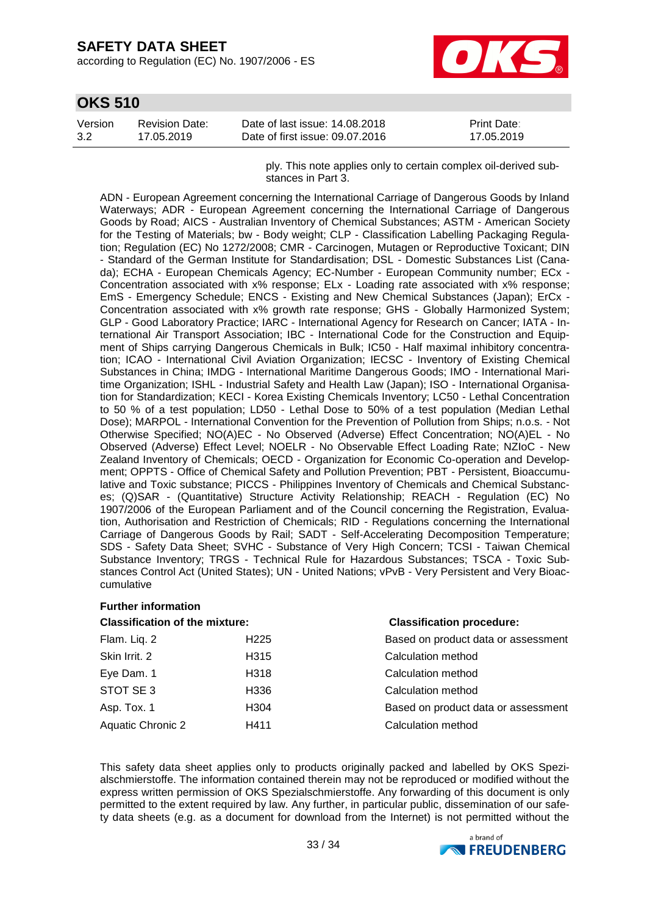ply. This note applies only to certain complex oil-derived substances in Part 3.

ADN - European Agreement concerning the International Carriage of Dangerous Goods by Inland Waterways; ADR - European Agreement concerning the International Carriage of Dangerous Goods by Road; AICS - Australian Inventory of Chemical Substances; ASTM - American Society for the Testing of Materials; bw - Body weight; CLP - Classification Labelling Packaging Regulation; Regulation (EC) No 1272/2008; CMR - Carcinogen, Mutagen or Reproductive Toxicant; DIN - Standard of the German Institute for Standardisation; DSL - Domestic Substances List (Canada); ECHA - European Chemicals Agency; EC-Number - European Community number; ECx - Concentration associated with x% response; ELx - Loading rate associated with x% response; EmS - Emergency Schedule; ENCS - Existing and New Chemical Substances (Japan); ErCx - Concentration associated with x% growth rate response; GHS - Globally Harmonized System; GLP - Good Laboratory Practice; IARC - International Agency for Research on Cancer; IATA - International Air Transport Association; IBC - International Code for the Construction and Equipment of Ships carrying Dangerous Chemicals in Bulk; IC50 - Half maximal inhibitory concentration; ICAO - International Civil Aviation Organization; IECSC - Inventory of Existing Chemical Substances in China; IMDG - International Maritime Dangerous Goods; IMO - International Maritime Organization; ISHL - Industrial Safety and Health Law (Japan); ISO - International Organisation for Standardization; KECI - Korea Existing Chemicals Inventory; LC50 - Lethal Concentration to 50 % of a test population; LD50 - Lethal Dose to 50% of a test population (Median Lethal Dose); MARPOL - International Convention for the Prevention of Pollution from Ships; n.o.s. - Not Otherwise Specified; NO(A)EC - No Observed (Adverse) Effect Concentration; NO(A)EL - No Observed (Adverse) Effect Level; NOELR - No Observable Effect Loading Rate; NZIoC - New Zealand Inventory of Chemicals; OECD - Organization for Economic Co-operation and Development; OPPTS - Office of Chemical Safety and Pollution Prevention; PBT - Persistent, Bioaccumulative and Toxic substance; PICCS - Philippines Inventory of Chemicals and Chemical Substances; (Q)SAR - (Quantitative) Structure Activity Relationship; REACH - Regulation (EC) No 1907/2006 of the European Parliament and of the Council concerning the Registration, Evaluation, Authorisation and Restriction of Chemicals; RID - Regulations concerning the International Carriage of Dangerous Goods by Rail; SADT - Self-Accelerating Decomposition Temperature; SDS - Safety Data Sheet; SVHC - Substance of Very High Concern; TCSI - Taiwan Chemical Substance Inventory; TRGS - Technical Rule for Hazardous Substances; TSCA - Toxic Substances Control Act (United States); UN - United Nations; vPvB - Very Persistent and Very Bioaccumulative

**Further information**

| Classification of the mixture: | | Classification procedure: |
|---|---|---|
| Flam. Liq. 2 | H225 | Based on product data or assessment |
| Skin Irrit. 2 | H315 | Calculation method |
| Eye Dam. 1 | H318 | Calculation method |
| STOT SE 3 | H336 | Calculation method |
| Asp. Tox. 1 | H304 | Based on product data or assessment |
| Aquatic Chronic 2 | H411 | Calculation method |

This safety data sheet applies only to products originally packed and labelled by OKS Spezialschmierstoffe. The information contained therein may not be reproduced or modified without the express written permission of OKS Spezialschmierstoffe. Any forwarding of this document is only permitted to the extent required by law. Any further, in particular public, dissemination of our safety data sheets (e.g. as a document for download from the Internet) is not permitted without the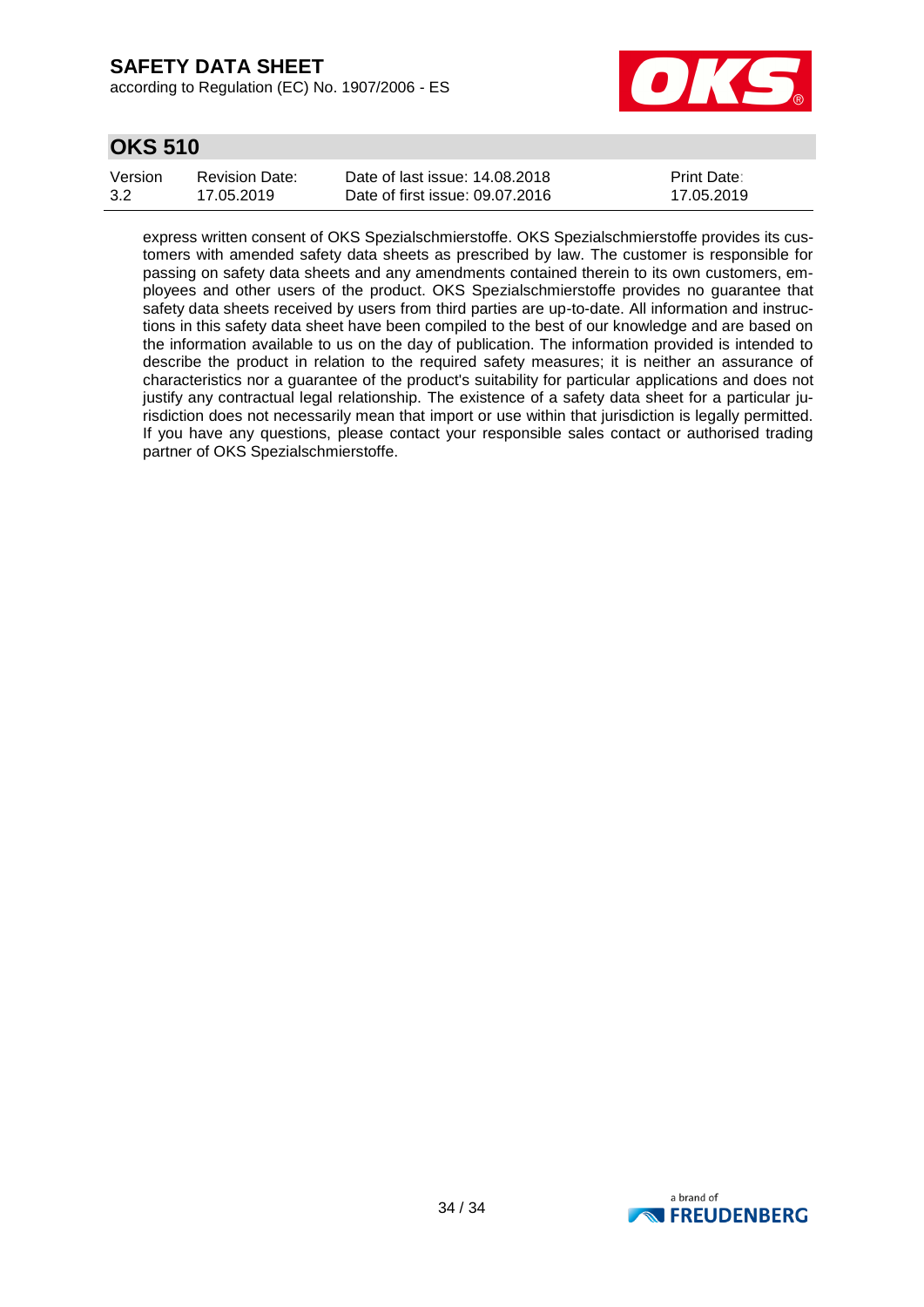express written consent of OKS Spezialschmierstoffe. OKS Spezialschmierstoffe provides its customers with amended safety data sheets as prescribed by law. The customer is responsible for passing on safety data sheets and any amendments contained therein to its own customers, employees and other users of the product. OKS Spezialschmierstoffe provides no guarantee that safety data sheets received by users from third parties are up-to-date. All information and instructions in this safety data sheet have been compiled to the best of our knowledge and are based on the information available to us on the day of publication. The information provided is intended to describe the product in relation to the required safety measures; it is neither an assurance of characteristics nor a guarantee of the product's suitability for particular applications and does not justify any contractual legal relationship. The existence of a safety data sheet for a particular jurisdiction does not necessarily mean that import or use within that jurisdiction is legally permitted. If you have any questions, please contact your responsible sales contact or authorised trading partner of OKS Spezialschmierstoffe.